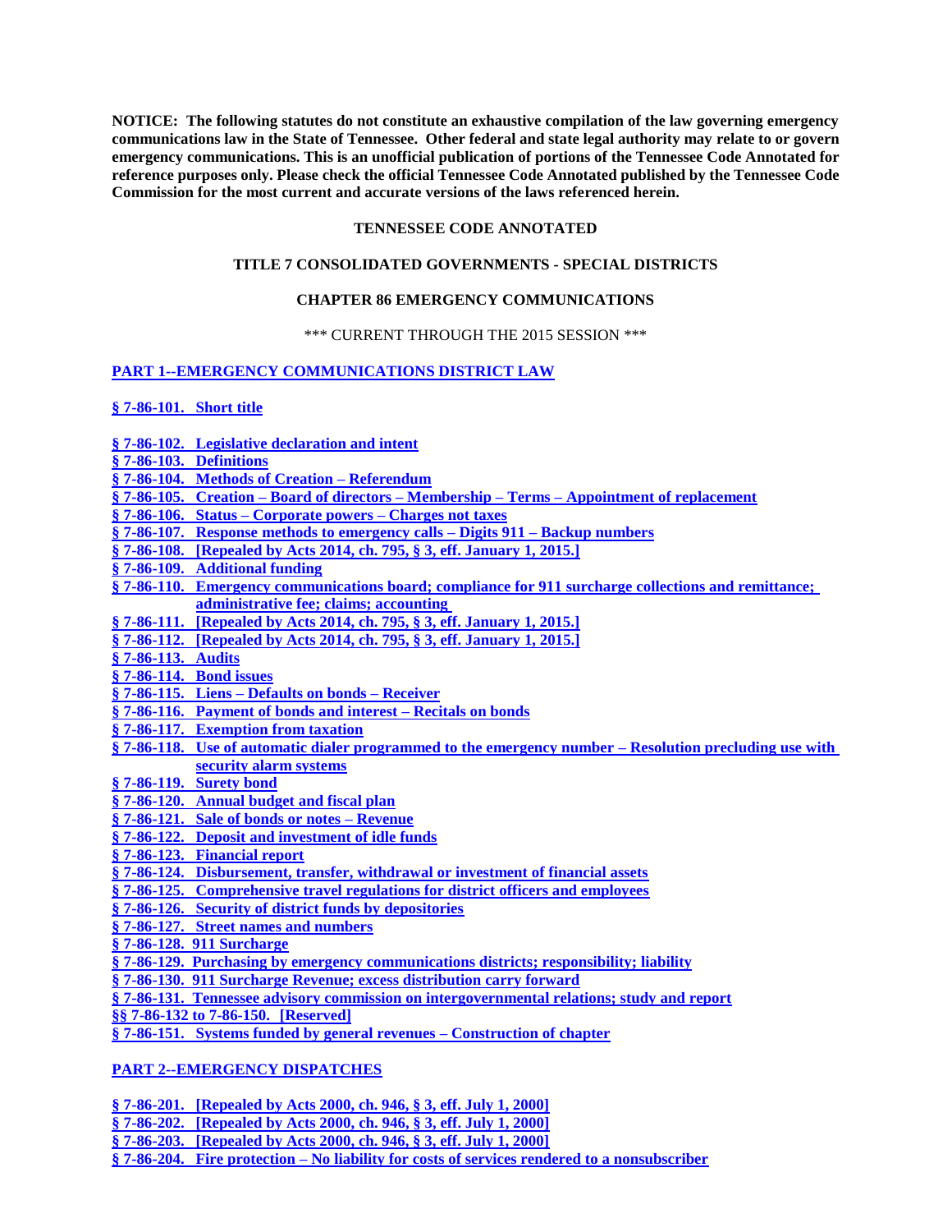**NOTICE: The following statutes do not constitute an exhaustive compilation of the law governing emergency communications law in the State of Tennessee. Other federal and state legal authority may relate to or govern emergency communications. This is an unofficial publication of portions of the Tennessee Code Annotated for reference purposes only. Please check the official Tennessee Code Annotated published by the Tennessee Code Commission for the most current and accurate versions of the laws referenced herein.**

**TENNESSEE CODE ANNOTATED**

**TITLE 7 CONSOLIDATED GOVERNMENTS - SPECIAL DISTRICTS**

**CHAPTER 86 EMERGENCY COMMUNICATIONS**

*** CURRENT THROUGH THE 2015 SESSION ***

**PART 1--EMERGENCY COMMUNICATIONS DISTRICT LAW**

**§ 7-86-101. Short title**

**§ 7-86-102. Legislative declaration and intent**
**§ 7-86-103. Definitions**
**§ 7-86-104. Methods of Creation – Referendum**
**§ 7-86-105. Creation – Board of directors – Membership – Terms – Appointment of replacement**
**§ 7-86-106. Status – Corporate powers – Charges not taxes**
**§ 7-86-107. Response methods to emergency calls – Digits 911 – Backup numbers**
**§ 7-86-108. [Repealed by Acts 2014, ch. 795, § 3, eff. January 1, 2015.]**
**§ 7-86-109. Additional funding**
**§ 7-86-110. Emergency communications board; compliance for 911 surcharge collections and remittance; administrative fee; claims; accounting**
**§ 7-86-111. [Repealed by Acts 2014, ch. 795, § 3, eff. January 1, 2015.]**
**§ 7-86-112. [Repealed by Acts 2014, ch. 795, § 3, eff. January 1, 2015.]**
**§ 7-86-113. Audits**
**§ 7-86-114. Bond issues**
**§ 7-86-115. Liens – Defaults on bonds – Receiver**
**§ 7-86-116. Payment of bonds and interest – Recitals on bonds**
**§ 7-86-117. Exemption from taxation**
**§ 7-86-118. Use of automatic dialer programmed to the emergency number – Resolution precluding use with security alarm systems**
**§ 7-86-119. Surety bond**
**§ 7-86-120. Annual budget and fiscal plan**
**§ 7-86-121. Sale of bonds or notes – Revenue**
**§ 7-86-122. Deposit and investment of idle funds**
**§ 7-86-123. Financial report**
**§ 7-86-124. Disbursement, transfer, withdrawal or investment of financial assets**
**§ 7-86-125. Comprehensive travel regulations for district officers and employees**
**§ 7-86-126. Security of district funds by depositories**
**§ 7-86-127. Street names and numbers**
**§ 7-86-128. 911 Surcharge**
**§ 7-86-129. Purchasing by emergency communications districts; responsibility; liability**
**§ 7-86-130. 911 Surcharge Revenue; excess distribution carry forward**
**§ 7-86-131. Tennessee advisory commission on intergovernmental relations; study and report**
**§§ 7-86-132 to 7-86-150. [Reserved]**
**§ 7-86-151. Systems funded by general revenues – Construction of chapter**

**PART 2--EMERGENCY DISPATCHES**

**§ 7-86-201. [Repealed by Acts 2000, ch. 946, § 3, eff. July 1, 2000]**
**§ 7-86-202. [Repealed by Acts 2000, ch. 946, § 3, eff. July 1, 2000]**
**§ 7-86-203. [Repealed by Acts 2000, ch. 946, § 3, eff. July 1, 2000]**
**§ 7-86-204. Fire protection – No liability for costs of services rendered to a nonsubscriber**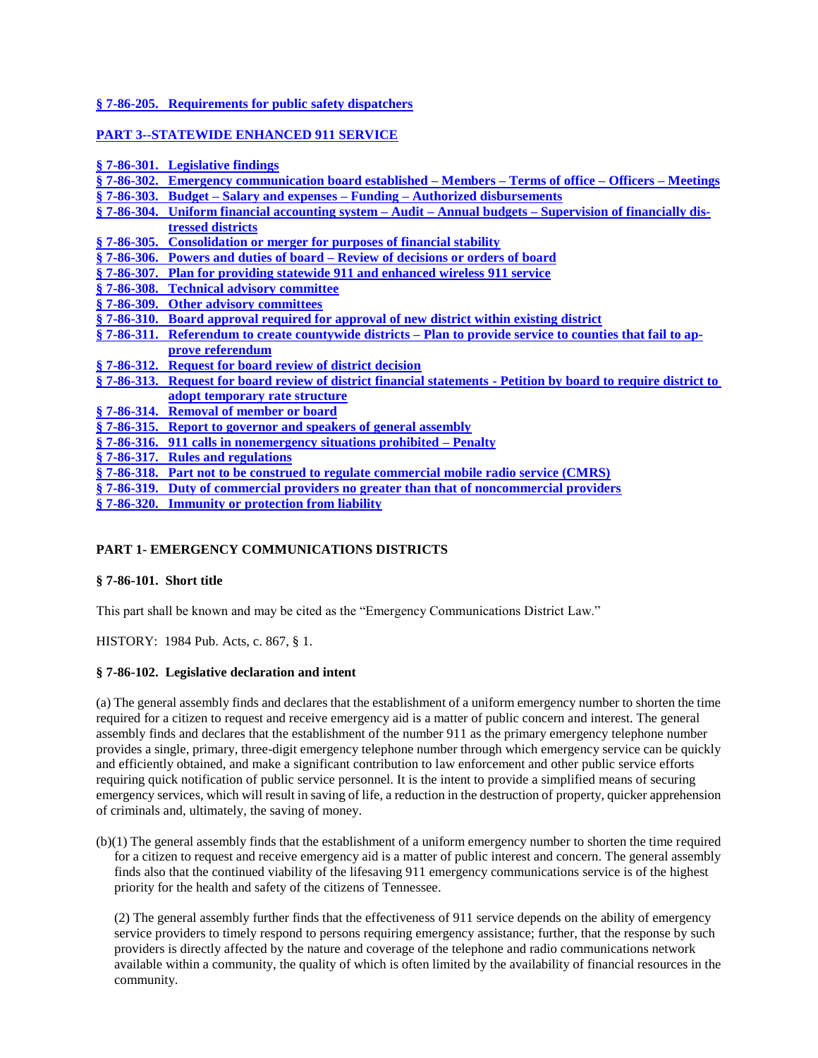**§ 7-86-205. Requirements for public safety dispatchers**

**PART 3--STATEWIDE ENHANCED 911 SERVICE**

**§ 7-86-301. Legislative findings**
**§ 7-86-302. Emergency communication board established – Members – Terms of office – Officers – Meetings**
**§ 7-86-303. Budget – Salary and expenses – Funding – Authorized disbursements**
**§ 7-86-304. Uniform financial accounting system – Audit – Annual budgets – Supervision of financially distressed districts**
**§ 7-86-305. Consolidation or merger for purposes of financial stability**
**§ 7-86-306. Powers and duties of board – Review of decisions or orders of board**
**§ 7-86-307. Plan for providing statewide 911 and enhanced wireless 911 service**
**§ 7-86-308. Technical advisory committee**
**§ 7-86-309. Other advisory committees**
**§ 7-86-310. Board approval required for approval of new district within existing district**
**§ 7-86-311. Referendum to create countywide districts – Plan to provide service to counties that fail to approve referendum**
**§ 7-86-312. Request for board review of district decision**
**§ 7-86-313. Request for board review of district financial statements - Petition by board to require district to adopt temporary rate structure**
**§ 7-86-314. Removal of member or board**
**§ 7-86-315. Report to governor and speakers of general assembly**
**§ 7-86-316. 911 calls in nonemergency situations prohibited – Penalty**
**§ 7-86-317. Rules and regulations**
**§ 7-86-318. Part not to be construed to regulate commercial mobile radio service (CMRS)**
**§ 7-86-319. Duty of commercial providers no greater than that of noncommercial providers**
**§ 7-86-320. Immunity or protection from liability**

## PART 1- EMERGENCY COMMUNICATIONS DISTRICTS

### § 7-86-101. Short title

This part shall be known and may be cited as the "Emergency Communications District Law."

HISTORY: 1984 Pub. Acts, c. 867, § 1.

### § 7-86-102. Legislative declaration and intent

(a) The general assembly finds and declares that the establishment of a uniform emergency number to shorten the time required for a citizen to request and receive emergency aid is a matter of public concern and interest. The general assembly finds and declares that the establishment of the number 911 as the primary emergency telephone number provides a single, primary, three-digit emergency telephone number through which emergency service can be quickly and efficiently obtained, and make a significant contribution to law enforcement and other public service efforts requiring quick notification of public service personnel. It is the intent to provide a simplified means of securing emergency services, which will result in saving of life, a reduction in the destruction of property, quicker apprehension of criminals and, ultimately, the saving of money.

(b)(1) The general assembly finds that the establishment of a uniform emergency number to shorten the time required for a citizen to request and receive emergency aid is a matter of public interest and concern. The general assembly finds also that the continued viability of the lifesaving 911 emergency communications service is of the highest priority for the health and safety of the citizens of Tennessee.

(2) The general assembly further finds that the effectiveness of 911 service depends on the ability of emergency service providers to timely respond to persons requiring emergency assistance; further, that the response by such providers is directly affected by the nature and coverage of the telephone and radio communications network available within a community, the quality of which is often limited by the availability of financial resources in the community.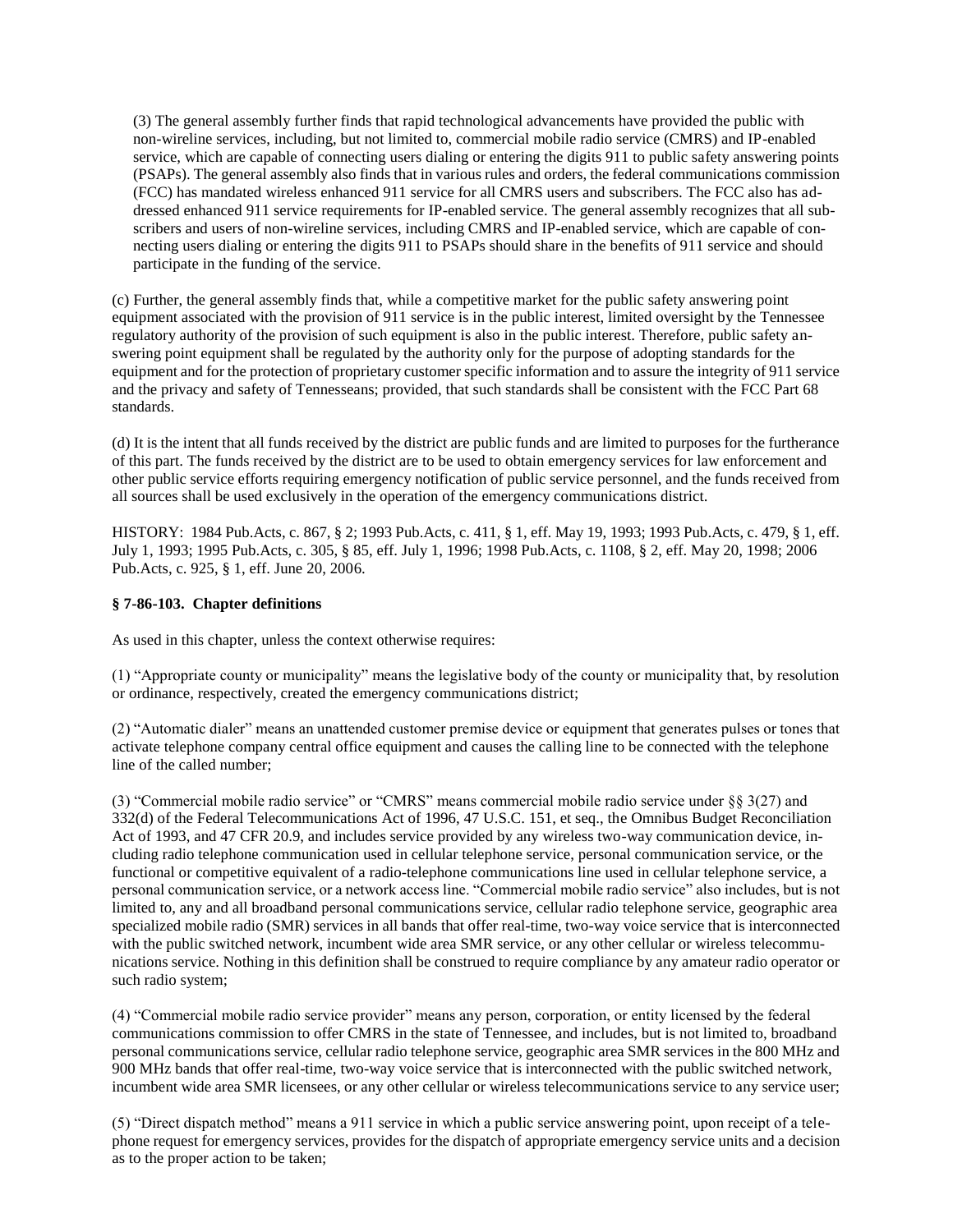(3) The general assembly further finds that rapid technological advancements have provided the public with non-wireline services, including, but not limited to, commercial mobile radio service (CMRS) and IP-enabled service, which are capable of connecting users dialing or entering the digits 911 to public safety answering points (PSAPs). The general assembly also finds that in various rules and orders, the federal communications commission (FCC) has mandated wireless enhanced 911 service for all CMRS users and subscribers. The FCC also has addressed enhanced 911 service requirements for IP-enabled service. The general assembly recognizes that all subscribers and users of non-wireline services, including CMRS and IP-enabled service, which are capable of connecting users dialing or entering the digits 911 to PSAPs should share in the benefits of 911 service and should participate in the funding of the service.

(c) Further, the general assembly finds that, while a competitive market for the public safety answering point equipment associated with the provision of 911 service is in the public interest, limited oversight by the Tennessee regulatory authority of the provision of such equipment is also in the public interest. Therefore, public safety answering point equipment shall be regulated by the authority only for the purpose of adopting standards for the equipment and for the protection of proprietary customer specific information and to assure the integrity of 911 service and the privacy and safety of Tennesseans; provided, that such standards shall be consistent with the FCC Part 68 standards.

(d) It is the intent that all funds received by the district are public funds and are limited to purposes for the furtherance of this part. The funds received by the district are to be used to obtain emergency services for law enforcement and other public service efforts requiring emergency notification of public service personnel, and the funds received from all sources shall be used exclusively in the operation of the emergency communications district.

HISTORY: 1984 Pub.Acts, c. 867, § 2; 1993 Pub.Acts, c. 411, § 1, eff. May 19, 1993; 1993 Pub.Acts, c. 479, § 1, eff. July 1, 1993; 1995 Pub.Acts, c. 305, § 85, eff. July 1, 1996; 1998 Pub.Acts, c. 1108, § 2, eff. May 20, 1998; 2006 Pub.Acts, c. 925, § 1, eff. June 20, 2006.

**§ 7-86-103. Chapter definitions**

As used in this chapter, unless the context otherwise requires:

(1) "Appropriate county or municipality" means the legislative body of the county or municipality that, by resolution or ordinance, respectively, created the emergency communications district;

(2) "Automatic dialer" means an unattended customer premise device or equipment that generates pulses or tones that activate telephone company central office equipment and causes the calling line to be connected with the telephone line of the called number;

(3) "Commercial mobile radio service" or "CMRS" means commercial mobile radio service under §§ 3(27) and 332(d) of the Federal Telecommunications Act of 1996, 47 U.S.C. 151, et seq., the Omnibus Budget Reconciliation Act of 1993, and 47 CFR 20.9, and includes service provided by any wireless two-way communication device, including radio telephone communication used in cellular telephone service, personal communication service, or the functional or competitive equivalent of a radio-telephone communications line used in cellular telephone service, a personal communication service, or a network access line. "Commercial mobile radio service" also includes, but is not limited to, any and all broadband personal communications service, cellular radio telephone service, geographic area specialized mobile radio (SMR) services in all bands that offer real-time, two-way voice service that is interconnected with the public switched network, incumbent wide area SMR service, or any other cellular or wireless telecommunications service. Nothing in this definition shall be construed to require compliance by any amateur radio operator or such radio system;

(4) "Commercial mobile radio service provider" means any person, corporation, or entity licensed by the federal communications commission to offer CMRS in the state of Tennessee, and includes, but is not limited to, broadband personal communications service, cellular radio telephone service, geographic area SMR services in the 800 MHz and 900 MHz bands that offer real-time, two-way voice service that is interconnected with the public switched network, incumbent wide area SMR licensees, or any other cellular or wireless telecommunications service to any service user;

(5) "Direct dispatch method" means a 911 service in which a public service answering point, upon receipt of a telephone request for emergency services, provides for the dispatch of appropriate emergency service units and a decision as to the proper action to be taken;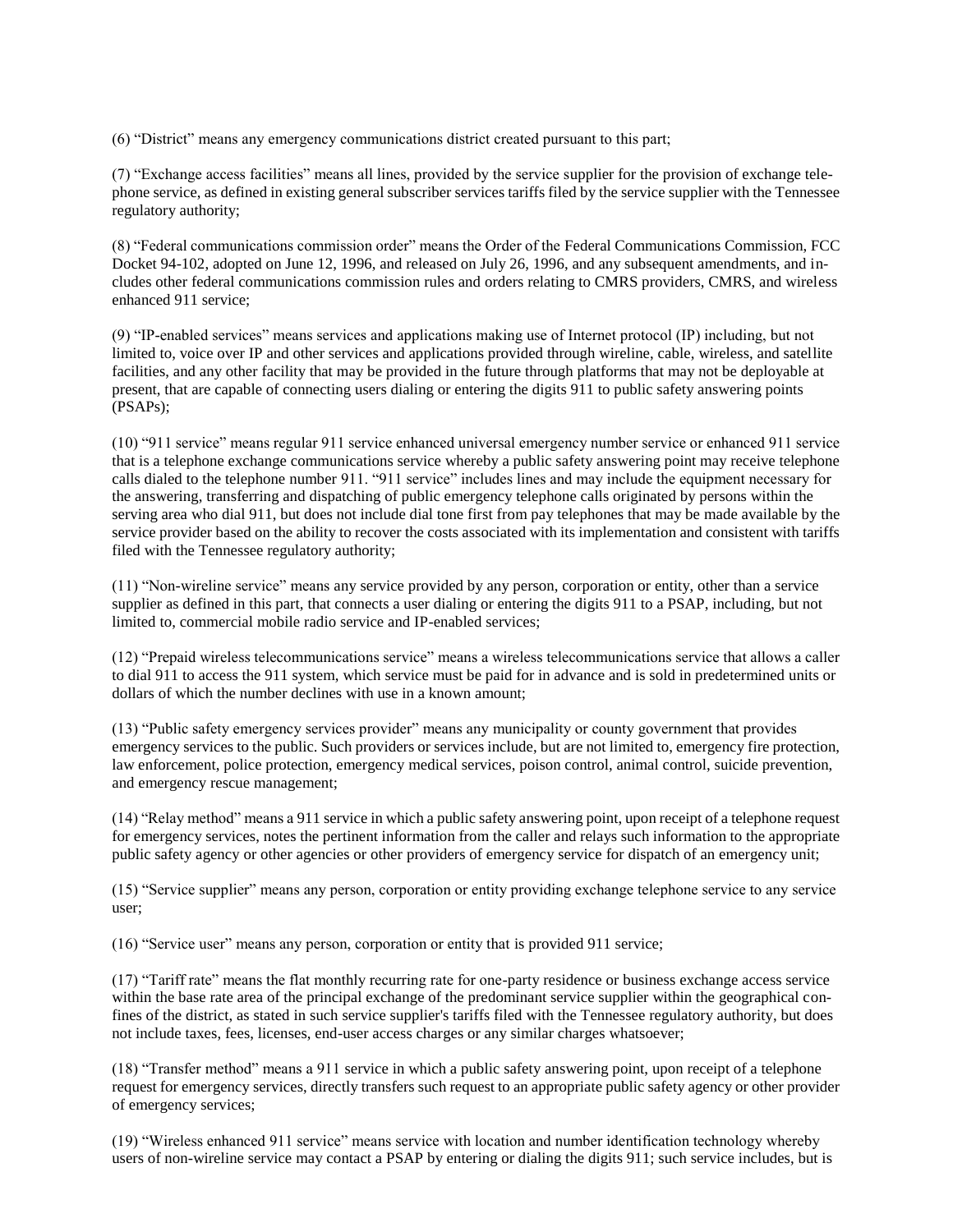(6) "District" means any emergency communications district created pursuant to this part;

(7) "Exchange access facilities" means all lines, provided by the service supplier for the provision of exchange telephone service, as defined in existing general subscriber services tariffs filed by the service supplier with the Tennessee regulatory authority;

(8) "Federal communications commission order" means the Order of the Federal Communications Commission, FCC Docket 94-102, adopted on June 12, 1996, and released on July 26, 1996, and any subsequent amendments, and includes other federal communications commission rules and orders relating to CMRS providers, CMRS, and wireless enhanced 911 service;

(9) "IP-enabled services" means services and applications making use of Internet protocol (IP) including, but not limited to, voice over IP and other services and applications provided through wireline, cable, wireless, and satellite facilities, and any other facility that may be provided in the future through platforms that may not be deployable at present, that are capable of connecting users dialing or entering the digits 911 to public safety answering points (PSAPs);

(10) "911 service" means regular 911 service enhanced universal emergency number service or enhanced 911 service that is a telephone exchange communications service whereby a public safety answering point may receive telephone calls dialed to the telephone number 911. "911 service" includes lines and may include the equipment necessary for the answering, transferring and dispatching of public emergency telephone calls originated by persons within the serving area who dial 911, but does not include dial tone first from pay telephones that may be made available by the service provider based on the ability to recover the costs associated with its implementation and consistent with tariffs filed with the Tennessee regulatory authority;

(11) "Non-wireline service" means any service provided by any person, corporation or entity, other than a service supplier as defined in this part, that connects a user dialing or entering the digits 911 to a PSAP, including, but not limited to, commercial mobile radio service and IP-enabled services;

(12) "Prepaid wireless telecommunications service" means a wireless telecommunications service that allows a caller to dial 911 to access the 911 system, which service must be paid for in advance and is sold in predetermined units or dollars of which the number declines with use in a known amount;

(13) "Public safety emergency services provider" means any municipality or county government that provides emergency services to the public. Such providers or services include, but are not limited to, emergency fire protection, law enforcement, police protection, emergency medical services, poison control, animal control, suicide prevention, and emergency rescue management;

(14) "Relay method" means a 911 service in which a public safety answering point, upon receipt of a telephone request for emergency services, notes the pertinent information from the caller and relays such information to the appropriate public safety agency or other agencies or other providers of emergency service for dispatch of an emergency unit;

(15) "Service supplier" means any person, corporation or entity providing exchange telephone service to any service user;

(16) "Service user" means any person, corporation or entity that is provided 911 service;

(17) "Tariff rate" means the flat monthly recurring rate for one-party residence or business exchange access service within the base rate area of the principal exchange of the predominant service supplier within the geographical confines of the district, as stated in such service supplier's tariffs filed with the Tennessee regulatory authority, but does not include taxes, fees, licenses, end-user access charges or any similar charges whatsoever;

(18) "Transfer method" means a 911 service in which a public safety answering point, upon receipt of a telephone request for emergency services, directly transfers such request to an appropriate public safety agency or other provider of emergency services;

(19) "Wireless enhanced 911 service" means service with location and number identification technology whereby users of non-wireline service may contact a PSAP by entering or dialing the digits 911; such service includes, but is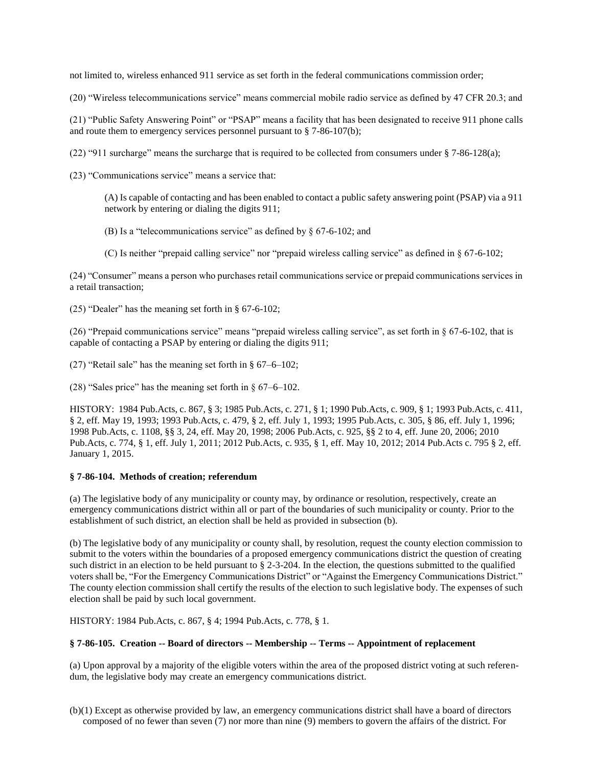not limited to, wireless enhanced 911 service as set forth in the federal communications commission order;

(20) "Wireless telecommunications service" means commercial mobile radio service as defined by 47 CFR 20.3; and

(21) "Public Safety Answering Point" or "PSAP" means a facility that has been designated to receive 911 phone calls and route them to emergency services personnel pursuant to § 7-86-107(b);

(22) "911 surcharge" means the surcharge that is required to be collected from consumers under § 7-86-128(a);

(23) "Communications service" means a service that:

> (A) Is capable of contacting and has been enabled to contact a public safety answering point (PSAP) via a 911 network by entering or dialing the digits 911;
>
> (B) Is a "telecommunications service" as defined by § 67-6-102; and
>
> (C) Is neither "prepaid calling service" nor "prepaid wireless calling service" as defined in § 67-6-102;

(24) "Consumer" means a person who purchases retail communications service or prepaid communications services in a retail transaction;

(25) "Dealer" has the meaning set forth in § 67-6-102;

(26) "Prepaid communications service" means "prepaid wireless calling service", as set forth in § 67-6-102, that is capable of contacting a PSAP by entering or dialing the digits 911;

(27) "Retail sale" has the meaning set forth in § 67–6–102;

(28) "Sales price" has the meaning set forth in § 67–6–102.

HISTORY: 1984 Pub.Acts, c. 867, § 3; 1985 Pub.Acts, c. 271, § 1; 1990 Pub.Acts, c. 909, § 1; 1993 Pub.Acts, c. 411, § 2, eff. May 19, 1993; 1993 Pub.Acts, c. 479, § 2, eff. July 1, 1993; 1995 Pub.Acts, c. 305, § 86, eff. July 1, 1996; 1998 Pub.Acts, c. 1108, §§ 3, 24, eff. May 20, 1998; 2006 Pub.Acts, c. 925, §§ 2 to 4, eff. June 20, 2006; 2010 Pub.Acts, c. 774, § 1, eff. July 1, 2011; 2012 Pub.Acts, c. 935, § 1, eff. May 10, 2012; 2014 Pub.Acts c. 795 § 2, eff. January 1, 2015.

### § 7-86-104. Methods of creation; referendum

(a) The legislative body of any municipality or county may, by ordinance or resolution, respectively, create an emergency communications district within all or part of the boundaries of such municipality or county. Prior to the establishment of such district, an election shall be held as provided in subsection (b).

(b) The legislative body of any municipality or county shall, by resolution, request the county election commission to submit to the voters within the boundaries of a proposed emergency communications district the question of creating such district in an election to be held pursuant to § 2-3-204. In the election, the questions submitted to the qualified voters shall be, "For the Emergency Communications District" or "Against the Emergency Communications District." The county election commission shall certify the results of the election to such legislative body. The expenses of such election shall be paid by such local government.

HISTORY: 1984 Pub.Acts, c. 867, § 4; 1994 Pub.Acts, c. 778, § 1.

### § 7-86-105. Creation -- Board of directors -- Membership -- Terms -- Appointment of replacement

(a) Upon approval by a majority of the eligible voters within the area of the proposed district voting at such referendum, the legislative body may create an emergency communications district.

(b)(1) Except as otherwise provided by law, an emergency communications district shall have a board of directors composed of no fewer than seven (7) nor more than nine (9) members to govern the affairs of the district. For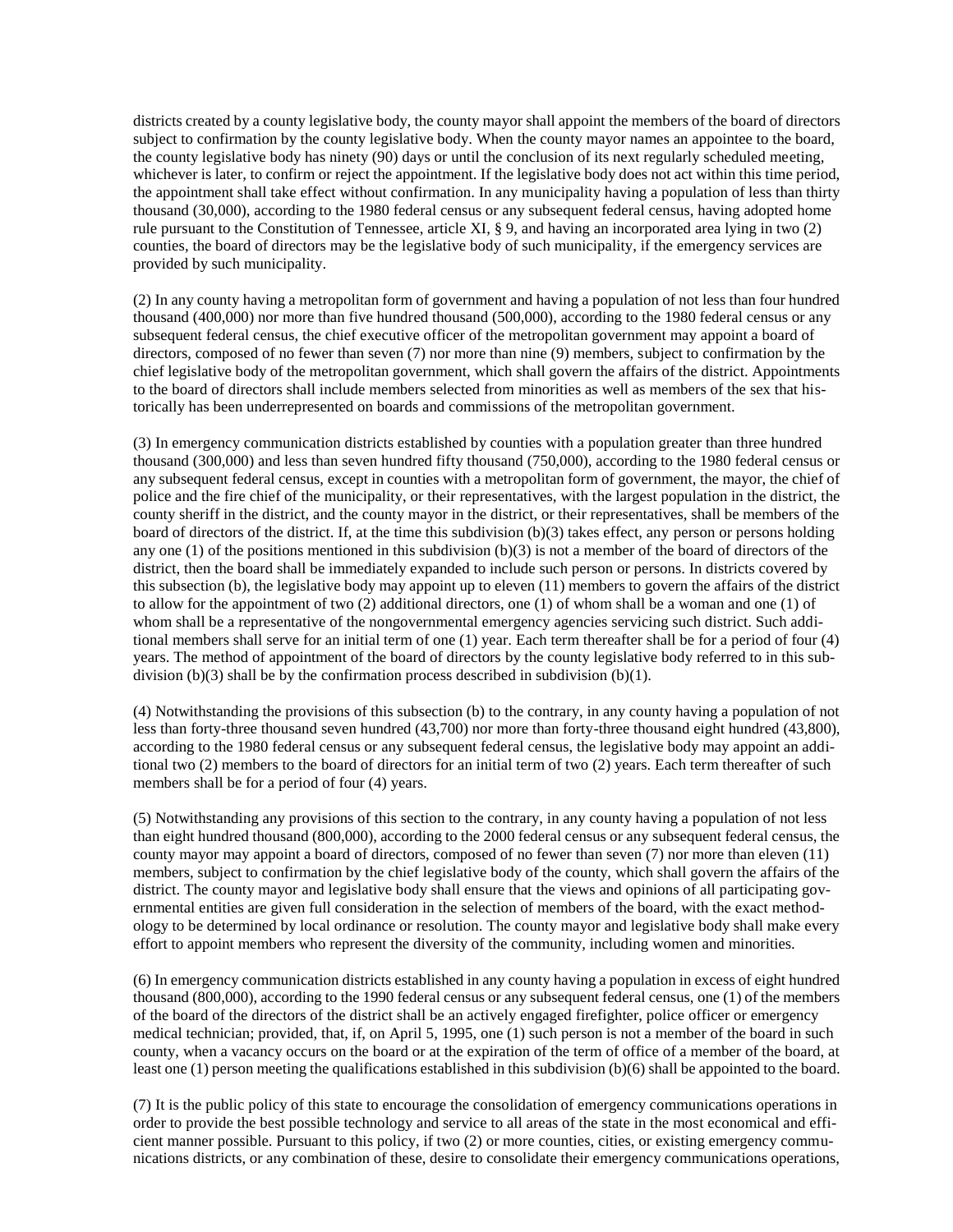districts created by a county legislative body, the county mayor shall appoint the members of the board of directors subject to confirmation by the county legislative body. When the county mayor names an appointee to the board, the county legislative body has ninety (90) days or until the conclusion of its next regularly scheduled meeting, whichever is later, to confirm or reject the appointment. If the legislative body does not act within this time period, the appointment shall take effect without confirmation. In any municipality having a population of less than thirty thousand (30,000), according to the 1980 federal census or any subsequent federal census, having adopted home rule pursuant to the Constitution of Tennessee, article XI, § 9, and having an incorporated area lying in two (2) counties, the board of directors may be the legislative body of such municipality, if the emergency services are provided by such municipality.

(2) In any county having a metropolitan form of government and having a population of not less than four hundred thousand (400,000) nor more than five hundred thousand (500,000), according to the 1980 federal census or any subsequent federal census, the chief executive officer of the metropolitan government may appoint a board of directors, composed of no fewer than seven (7) nor more than nine (9) members, subject to confirmation by the chief legislative body of the metropolitan government, which shall govern the affairs of the district. Appointments to the board of directors shall include members selected from minorities as well as members of the sex that historically has been underrepresented on boards and commissions of the metropolitan government.

(3) In emergency communication districts established by counties with a population greater than three hundred thousand (300,000) and less than seven hundred fifty thousand (750,000), according to the 1980 federal census or any subsequent federal census, except in counties with a metropolitan form of government, the mayor, the chief of police and the fire chief of the municipality, or their representatives, with the largest population in the district, the county sheriff in the district, and the county mayor in the district, or their representatives, shall be members of the board of directors of the district. If, at the time this subdivision (b)(3) takes effect, any person or persons holding any one (1) of the positions mentioned in this subdivision (b)(3) is not a member of the board of directors of the district, then the board shall be immediately expanded to include such person or persons. In districts covered by this subsection (b), the legislative body may appoint up to eleven (11) members to govern the affairs of the district to allow for the appointment of two (2) additional directors, one (1) of whom shall be a woman and one (1) of whom shall be a representative of the nongovernmental emergency agencies servicing such district. Such additional members shall serve for an initial term of one (1) year. Each term thereafter shall be for a period of four (4) years. The method of appointment of the board of directors by the county legislative body referred to in this subdivision (b)(3) shall be by the confirmation process described in subdivision (b)(1).

(4) Notwithstanding the provisions of this subsection (b) to the contrary, in any county having a population of not less than forty-three thousand seven hundred (43,700) nor more than forty-three thousand eight hundred (43,800), according to the 1980 federal census or any subsequent federal census, the legislative body may appoint an additional two (2) members to the board of directors for an initial term of two (2) years. Each term thereafter of such members shall be for a period of four (4) years.

(5) Notwithstanding any provisions of this section to the contrary, in any county having a population of not less than eight hundred thousand (800,000), according to the 2000 federal census or any subsequent federal census, the county mayor may appoint a board of directors, composed of no fewer than seven (7) nor more than eleven (11) members, subject to confirmation by the chief legislative body of the county, which shall govern the affairs of the district. The county mayor and legislative body shall ensure that the views and opinions of all participating governmental entities are given full consideration in the selection of members of the board, with the exact methodology to be determined by local ordinance or resolution. The county mayor and legislative body shall make every effort to appoint members who represent the diversity of the community, including women and minorities.

(6) In emergency communication districts established in any county having a population in excess of eight hundred thousand (800,000), according to the 1990 federal census or any subsequent federal census, one (1) of the members of the board of the directors of the district shall be an actively engaged firefighter, police officer or emergency medical technician; provided, that, if, on April 5, 1995, one (1) such person is not a member of the board in such county, when a vacancy occurs on the board or at the expiration of the term of office of a member of the board, at least one (1) person meeting the qualifications established in this subdivision (b)(6) shall be appointed to the board.

(7) It is the public policy of this state to encourage the consolidation of emergency communications operations in order to provide the best possible technology and service to all areas of the state in the most economical and efficient manner possible. Pursuant to this policy, if two (2) or more counties, cities, or existing emergency communications districts, or any combination of these, desire to consolidate their emergency communications operations,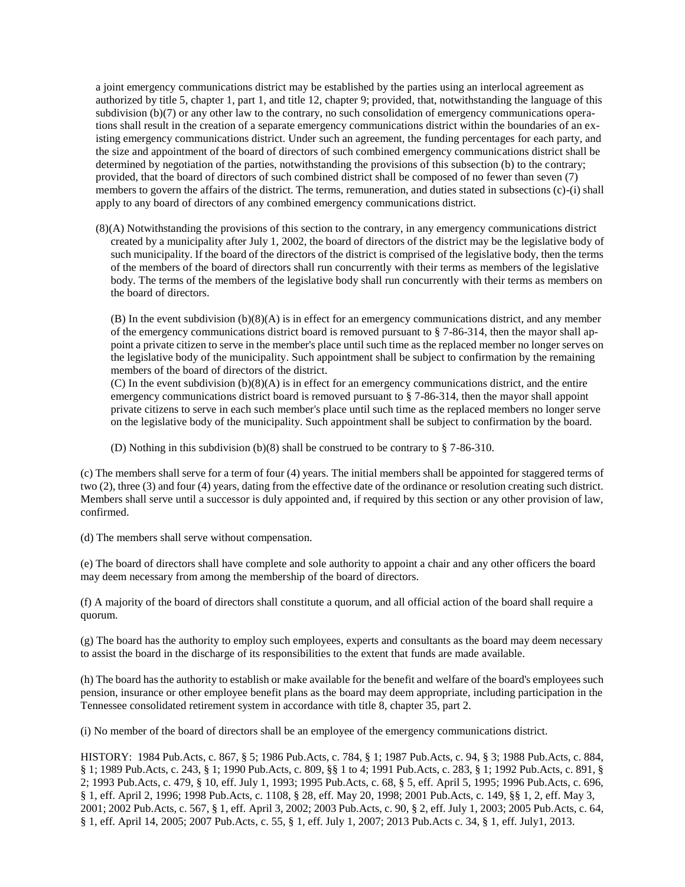a joint emergency communications district may be established by the parties using an interlocal agreement as authorized by title 5, chapter 1, part 1, and title 12, chapter 9; provided, that, notwithstanding the language of this subdivision (b)(7) or any other law to the contrary, no such consolidation of emergency communications operations shall result in the creation of a separate emergency communications district within the boundaries of an existing emergency communications district. Under such an agreement, the funding percentages for each party, and the size and appointment of the board of directors of such combined emergency communications district shall be determined by negotiation of the parties, notwithstanding the provisions of this subsection (b) to the contrary; provided, that the board of directors of such combined district shall be composed of no fewer than seven (7) members to govern the affairs of the district. The terms, remuneration, and duties stated in subsections (c)-(i) shall apply to any board of directors of any combined emergency communications district.

(8)(A) Notwithstanding the provisions of this section to the contrary, in any emergency communications district created by a municipality after July 1, 2002, the board of directors of the district may be the legislative body of such municipality. If the board of the directors of the district is comprised of the legislative body, then the terms of the members of the board of directors shall run concurrently with their terms as members of the legislative body. The terms of the members of the legislative body shall run concurrently with their terms as members on the board of directors.

(B) In the event subdivision (b)(8)(A) is in effect for an emergency communications district, and any member of the emergency communications district board is removed pursuant to § 7-86-314, then the mayor shall appoint a private citizen to serve in the member's place until such time as the replaced member no longer serves on the legislative body of the municipality. Such appointment shall be subject to confirmation by the remaining members of the board of directors of the district.

(C) In the event subdivision (b)(8)(A) is in effect for an emergency communications district, and the entire emergency communications district board is removed pursuant to § 7-86-314, then the mayor shall appoint private citizens to serve in each such member's place until such time as the replaced members no longer serve on the legislative body of the municipality. Such appointment shall be subject to confirmation by the board.

(D) Nothing in this subdivision (b)(8) shall be construed to be contrary to § 7-86-310.

(c) The members shall serve for a term of four (4) years. The initial members shall be appointed for staggered terms of two (2), three (3) and four (4) years, dating from the effective date of the ordinance or resolution creating such district. Members shall serve until a successor is duly appointed and, if required by this section or any other provision of law, confirmed.

(d) The members shall serve without compensation.

(e) The board of directors shall have complete and sole authority to appoint a chair and any other officers the board may deem necessary from among the membership of the board of directors.

(f) A majority of the board of directors shall constitute a quorum, and all official action of the board shall require a quorum.

(g) The board has the authority to employ such employees, experts and consultants as the board may deem necessary to assist the board in the discharge of its responsibilities to the extent that funds are made available.

(h) The board has the authority to establish or make available for the benefit and welfare of the board's employees such pension, insurance or other employee benefit plans as the board may deem appropriate, including participation in the Tennessee consolidated retirement system in accordance with title 8, chapter 35, part 2.

(i) No member of the board of directors shall be an employee of the emergency communications district.

HISTORY: 1984 Pub.Acts, c. 867, § 5; 1986 Pub.Acts, c. 784, § 1; 1987 Pub.Acts, c. 94, § 3; 1988 Pub.Acts, c. 884, § 1; 1989 Pub.Acts, c. 243, § 1; 1990 Pub.Acts, c. 809, §§ 1 to 4; 1991 Pub.Acts, c. 283, § 1; 1992 Pub.Acts, c. 891, § 2; 1993 Pub.Acts, c. 479, § 10, eff. July 1, 1993; 1995 Pub.Acts, c. 68, § 5, eff. April 5, 1995; 1996 Pub.Acts, c. 696, § 1, eff. April 2, 1996; 1998 Pub.Acts, c. 1108, § 28, eff. May 20, 1998; 2001 Pub.Acts, c. 149, §§ 1, 2, eff. May 3, 2001; 2002 Pub.Acts, c. 567, § 1, eff. April 3, 2002; 2003 Pub.Acts, c. 90, § 2, eff. July 1, 2003; 2005 Pub.Acts, c. 64, § 1, eff. April 14, 2005; 2007 Pub.Acts, c. 55, § 1, eff. July 1, 2007; 2013 Pub.Acts c. 34, § 1, eff. July1, 2013.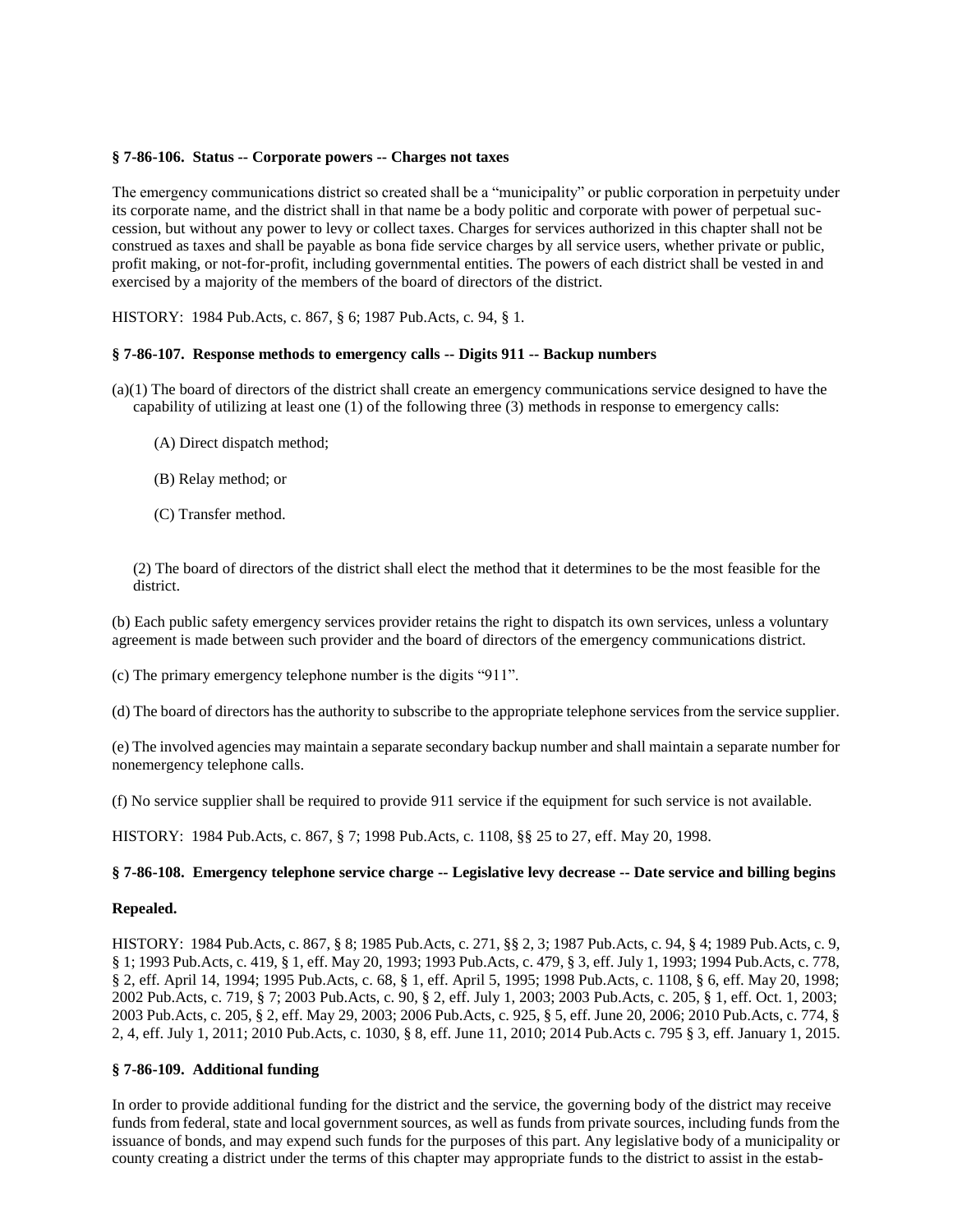**§ 7-86-106. Status -- Corporate powers -- Charges not taxes**

The emergency communications district so created shall be a "municipality" or public corporation in perpetuity under its corporate name, and the district shall in that name be a body politic and corporate with power of perpetual succession, but without any power to levy or collect taxes. Charges for services authorized in this chapter shall not be construed as taxes and shall be payable as bona fide service charges by all service users, whether private or public, profit making, or not-for-profit, including governmental entities. The powers of each district shall be vested in and exercised by a majority of the members of the board of directors of the district.

HISTORY: 1984 Pub.Acts, c. 867, § 6; 1987 Pub.Acts, c. 94, § 1.

**§ 7-86-107. Response methods to emergency calls -- Digits 911 -- Backup numbers**

(a)(1) The board of directors of the district shall create an emergency communications service designed to have the capability of utilizing at least one (1) of the following three (3) methods in response to emergency calls:

(A) Direct dispatch method;

(B) Relay method; or

(C) Transfer method.

(2) The board of directors of the district shall elect the method that it determines to be the most feasible for the district.

(b) Each public safety emergency services provider retains the right to dispatch its own services, unless a voluntary agreement is made between such provider and the board of directors of the emergency communications district.

(c) The primary emergency telephone number is the digits "911".

(d) The board of directors has the authority to subscribe to the appropriate telephone services from the service supplier.

(e) The involved agencies may maintain a separate secondary backup number and shall maintain a separate number for nonemergency telephone calls.

(f) No service supplier shall be required to provide 911 service if the equipment for such service is not available.

HISTORY: 1984 Pub.Acts, c. 867, § 7; 1998 Pub.Acts, c. 1108, §§ 25 to 27, eff. May 20, 1998.

**§ 7-86-108. Emergency telephone service charge -- Legislative levy decrease -- Date service and billing begins**

**Repealed.**

HISTORY: 1984 Pub.Acts, c. 867, § 8; 1985 Pub.Acts, c. 271, §§ 2, 3; 1987 Pub.Acts, c. 94, § 4; 1989 Pub.Acts, c. 9, § 1; 1993 Pub.Acts, c. 419, § 1, eff. May 20, 1993; 1993 Pub.Acts, c. 479, § 3, eff. July 1, 1993; 1994 Pub.Acts, c. 778, § 2, eff. April 14, 1994; 1995 Pub.Acts, c. 68, § 1, eff. April 5, 1995; 1998 Pub.Acts, c. 1108, § 6, eff. May 20, 1998; 2002 Pub.Acts, c. 719, § 7; 2003 Pub.Acts, c. 90, § 2, eff. July 1, 2003; 2003 Pub.Acts, c. 205, § 1, eff. Oct. 1, 2003; 2003 Pub.Acts, c. 205, § 2, eff. May 29, 2003; 2006 Pub.Acts, c. 925, § 5, eff. June 20, 2006; 2010 Pub.Acts, c. 774, § 2, 4, eff. July 1, 2011; 2010 Pub.Acts, c. 1030, § 8, eff. June 11, 2010; 2014 Pub.Acts c. 795 § 3, eff. January 1, 2015.

**§ 7-86-109. Additional funding**

In order to provide additional funding for the district and the service, the governing body of the district may receive funds from federal, state and local government sources, as well as funds from private sources, including funds from the issuance of bonds, and may expend such funds for the purposes of this part. Any legislative body of a municipality or county creating a district under the terms of this chapter may appropriate funds to the district to assist in the estab-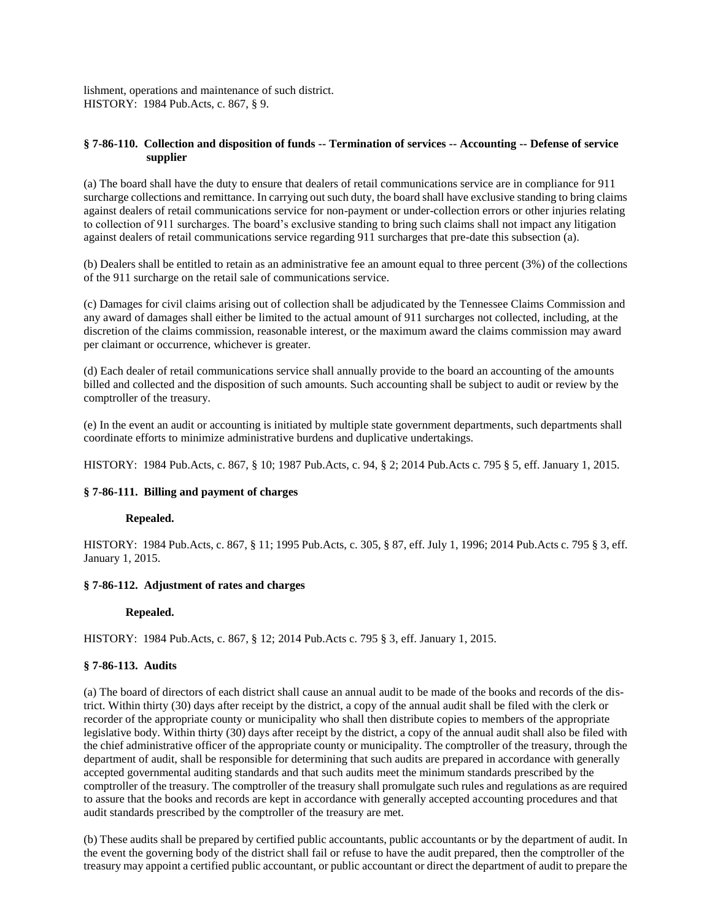lishment, operations and maintenance of such district.
HISTORY: 1984 Pub.Acts, c. 867, § 9.

### § 7-86-110. Collection and disposition of funds -- Termination of services -- Accounting -- Defense of service supplier

(a) The board shall have the duty to ensure that dealers of retail communications service are in compliance for 911 surcharge collections and remittance. In carrying out such duty, the board shall have exclusive standing to bring claims against dealers of retail communications service for non-payment or under-collection errors or other injuries relating to collection of 911 surcharges. The board's exclusive standing to bring such claims shall not impact any litigation against dealers of retail communications service regarding 911 surcharges that pre-date this subsection (a).

(b) Dealers shall be entitled to retain as an administrative fee an amount equal to three percent (3%) of the collections of the 911 surcharge on the retail sale of communications service.

(c) Damages for civil claims arising out of collection shall be adjudicated by the Tennessee Claims Commission and any award of damages shall either be limited to the actual amount of 911 surcharges not collected, including, at the discretion of the claims commission, reasonable interest, or the maximum award the claims commission may award per claimant or occurrence, whichever is greater.

(d) Each dealer of retail communications service shall annually provide to the board an accounting of the amounts billed and collected and the disposition of such amounts. Such accounting shall be subject to audit or review by the comptroller of the treasury.

(e) In the event an audit or accounting is initiated by multiple state government departments, such departments shall coordinate efforts to minimize administrative burdens and duplicative undertakings.

HISTORY: 1984 Pub.Acts, c. 867, § 10; 1987 Pub.Acts, c. 94, § 2; 2014 Pub.Acts c. 795 § 5, eff. January 1, 2015.

### § 7-86-111. Billing and payment of charges

**Repealed.**

HISTORY: 1984 Pub.Acts, c. 867, § 11; 1995 Pub.Acts, c. 305, § 87, eff. July 1, 1996; 2014 Pub.Acts c. 795 § 3, eff. January 1, 2015.

### § 7-86-112. Adjustment of rates and charges

**Repealed.**

HISTORY: 1984 Pub.Acts, c. 867, § 12; 2014 Pub.Acts c. 795 § 3, eff. January 1, 2015.

### § 7-86-113. Audits

(a) The board of directors of each district shall cause an annual audit to be made of the books and records of the district. Within thirty (30) days after receipt by the district, a copy of the annual audit shall be filed with the clerk or recorder of the appropriate county or municipality who shall then distribute copies to members of the appropriate legislative body. Within thirty (30) days after receipt by the district, a copy of the annual audit shall also be filed with the chief administrative officer of the appropriate county or municipality. The comptroller of the treasury, through the department of audit, shall be responsible for determining that such audits are prepared in accordance with generally accepted governmental auditing standards and that such audits meet the minimum standards prescribed by the comptroller of the treasury. The comptroller of the treasury shall promulgate such rules and regulations as are required to assure that the books and records are kept in accordance with generally accepted accounting procedures and that audit standards prescribed by the comptroller of the treasury are met.

(b) These audits shall be prepared by certified public accountants, public accountants or by the department of audit. In the event the governing body of the district shall fail or refuse to have the audit prepared, then the comptroller of the treasury may appoint a certified public accountant, or public accountant or direct the department of audit to prepare the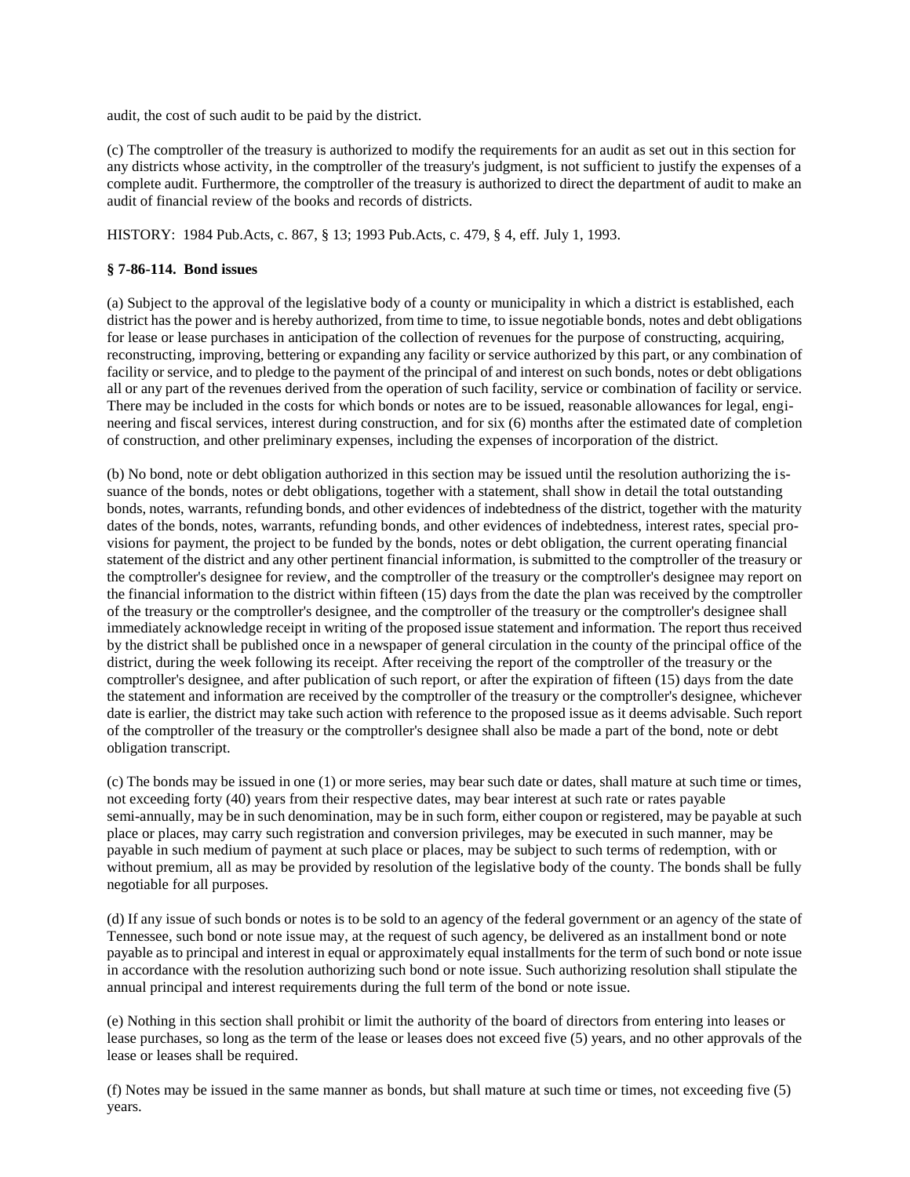audit, the cost of such audit to be paid by the district.

(c) The comptroller of the treasury is authorized to modify the requirements for an audit as set out in this section for any districts whose activity, in the comptroller of the treasury's judgment, is not sufficient to justify the expenses of a complete audit. Furthermore, the comptroller of the treasury is authorized to direct the department of audit to make an audit of financial review of the books and records of districts.

HISTORY: 1984 Pub.Acts, c. 867, § 13; 1993 Pub.Acts, c. 479, § 4, eff. July 1, 1993.

**§ 7-86-114. Bond issues**

(a) Subject to the approval of the legislative body of a county or municipality in which a district is established, each district has the power and is hereby authorized, from time to time, to issue negotiable bonds, notes and debt obligations for lease or lease purchases in anticipation of the collection of revenues for the purpose of constructing, acquiring, reconstructing, improving, bettering or expanding any facility or service authorized by this part, or any combination of facility or service, and to pledge to the payment of the principal of and interest on such bonds, notes or debt obligations all or any part of the revenues derived from the operation of such facility, service or combination of facility or service. There may be included in the costs for which bonds or notes are to be issued, reasonable allowances for legal, engineering and fiscal services, interest during construction, and for six (6) months after the estimated date of completion of construction, and other preliminary expenses, including the expenses of incorporation of the district.

(b) No bond, note or debt obligation authorized in this section may be issued until the resolution authorizing the issuance of the bonds, notes or debt obligations, together with a statement, shall show in detail the total outstanding bonds, notes, warrants, refunding bonds, and other evidences of indebtedness of the district, together with the maturity dates of the bonds, notes, warrants, refunding bonds, and other evidences of indebtedness, interest rates, special provisions for payment, the project to be funded by the bonds, notes or debt obligation, the current operating financial statement of the district and any other pertinent financial information, is submitted to the comptroller of the treasury or the comptroller's designee for review, and the comptroller of the treasury or the comptroller's designee may report on the financial information to the district within fifteen (15) days from the date the plan was received by the comptroller of the treasury or the comptroller's designee, and the comptroller of the treasury or the comptroller's designee shall immediately acknowledge receipt in writing of the proposed issue statement and information. The report thus received by the district shall be published once in a newspaper of general circulation in the county of the principal office of the district, during the week following its receipt. After receiving the report of the comptroller of the treasury or the comptroller's designee, and after publication of such report, or after the expiration of fifteen (15) days from the date the statement and information are received by the comptroller of the treasury or the comptroller's designee, whichever date is earlier, the district may take such action with reference to the proposed issue as it deems advisable. Such report of the comptroller of the treasury or the comptroller's designee shall also be made a part of the bond, note or debt obligation transcript.

(c) The bonds may be issued in one (1) or more series, may bear such date or dates, shall mature at such time or times, not exceeding forty (40) years from their respective dates, may bear interest at such rate or rates payable semi-annually, may be in such denomination, may be in such form, either coupon or registered, may be payable at such place or places, may carry such registration and conversion privileges, may be executed in such manner, may be payable in such medium of payment at such place or places, may be subject to such terms of redemption, with or without premium, all as may be provided by resolution of the legislative body of the county. The bonds shall be fully negotiable for all purposes.

(d) If any issue of such bonds or notes is to be sold to an agency of the federal government or an agency of the state of Tennessee, such bond or note issue may, at the request of such agency, be delivered as an installment bond or note payable as to principal and interest in equal or approximately equal installments for the term of such bond or note issue in accordance with the resolution authorizing such bond or note issue. Such authorizing resolution shall stipulate the annual principal and interest requirements during the full term of the bond or note issue.

(e) Nothing in this section shall prohibit or limit the authority of the board of directors from entering into leases or lease purchases, so long as the term of the lease or leases does not exceed five (5) years, and no other approvals of the lease or leases shall be required.

(f) Notes may be issued in the same manner as bonds, but shall mature at such time or times, not exceeding five (5) years.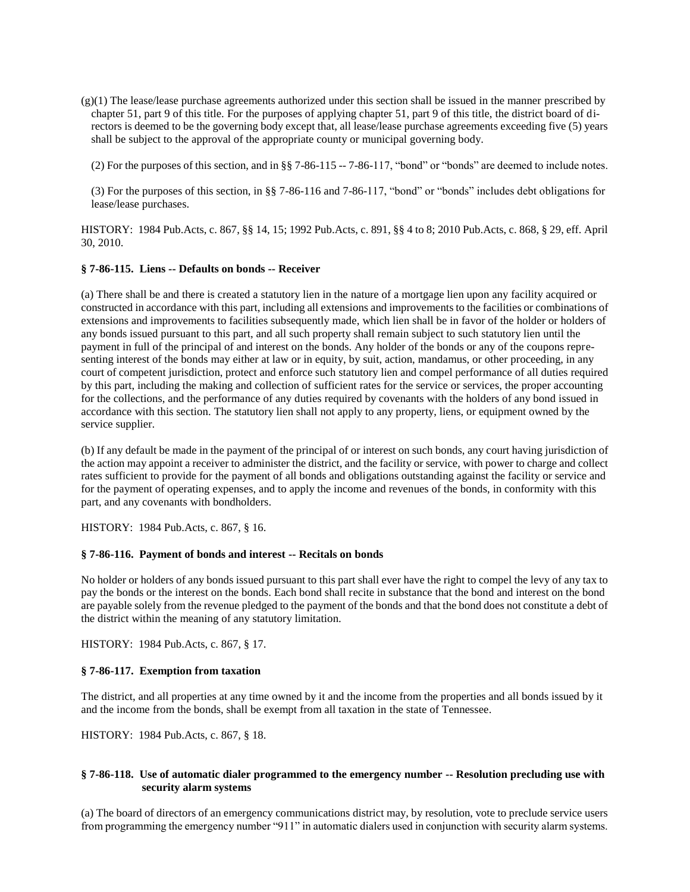(g)(1) The lease/lease purchase agreements authorized under this section shall be issued in the manner prescribed by chapter 51, part 9 of this title. For the purposes of applying chapter 51, part 9 of this title, the district board of directors is deemed to be the governing body except that, all lease/lease purchase agreements exceeding five (5) years shall be subject to the approval of the appropriate county or municipal governing body.

(2) For the purposes of this section, and in §§ 7-86-115 -- 7-86-117, "bond" or "bonds" are deemed to include notes.

(3) For the purposes of this section, in §§ 7-86-116 and 7-86-117, "bond" or "bonds" includes debt obligations for lease/lease purchases.

HISTORY: 1984 Pub.Acts, c. 867, §§ 14, 15; 1992 Pub.Acts, c. 891, §§ 4 to 8; 2010 Pub.Acts, c. 868, § 29, eff. April 30, 2010.

**§ 7-86-115. Liens -- Defaults on bonds -- Receiver**

(a) There shall be and there is created a statutory lien in the nature of a mortgage lien upon any facility acquired or constructed in accordance with this part, including all extensions and improvements to the facilities or combinations of extensions and improvements to facilities subsequently made, which lien shall be in favor of the holder or holders of any bonds issued pursuant to this part, and all such property shall remain subject to such statutory lien until the payment in full of the principal of and interest on the bonds. Any holder of the bonds or any of the coupons representing interest of the bonds may either at law or in equity, by suit, action, mandamus, or other proceeding, in any court of competent jurisdiction, protect and enforce such statutory lien and compel performance of all duties required by this part, including the making and collection of sufficient rates for the service or services, the proper accounting for the collections, and the performance of any duties required by covenants with the holders of any bond issued in accordance with this section. The statutory lien shall not apply to any property, liens, or equipment owned by the service supplier.

(b) If any default be made in the payment of the principal of or interest on such bonds, any court having jurisdiction of the action may appoint a receiver to administer the district, and the facility or service, with power to charge and collect rates sufficient to provide for the payment of all bonds and obligations outstanding against the facility or service and for the payment of operating expenses, and to apply the income and revenues of the bonds, in conformity with this part, and any covenants with bondholders.

HISTORY: 1984 Pub.Acts, c. 867, § 16.

**§ 7-86-116. Payment of bonds and interest -- Recitals on bonds**

No holder or holders of any bonds issued pursuant to this part shall ever have the right to compel the levy of any tax to pay the bonds or the interest on the bonds. Each bond shall recite in substance that the bond and interest on the bond are payable solely from the revenue pledged to the payment of the bonds and that the bond does not constitute a debt of the district within the meaning of any statutory limitation.

HISTORY: 1984 Pub.Acts, c. 867, § 17.

**§ 7-86-117. Exemption from taxation**

The district, and all properties at any time owned by it and the income from the properties and all bonds issued by it and the income from the bonds, shall be exempt from all taxation in the state of Tennessee.

HISTORY: 1984 Pub.Acts, c. 867, § 18.

**§ 7-86-118. Use of automatic dialer programmed to the emergency number -- Resolution precluding use with security alarm systems**

(a) The board of directors of an emergency communications district may, by resolution, vote to preclude service users from programming the emergency number "911" in automatic dialers used in conjunction with security alarm systems.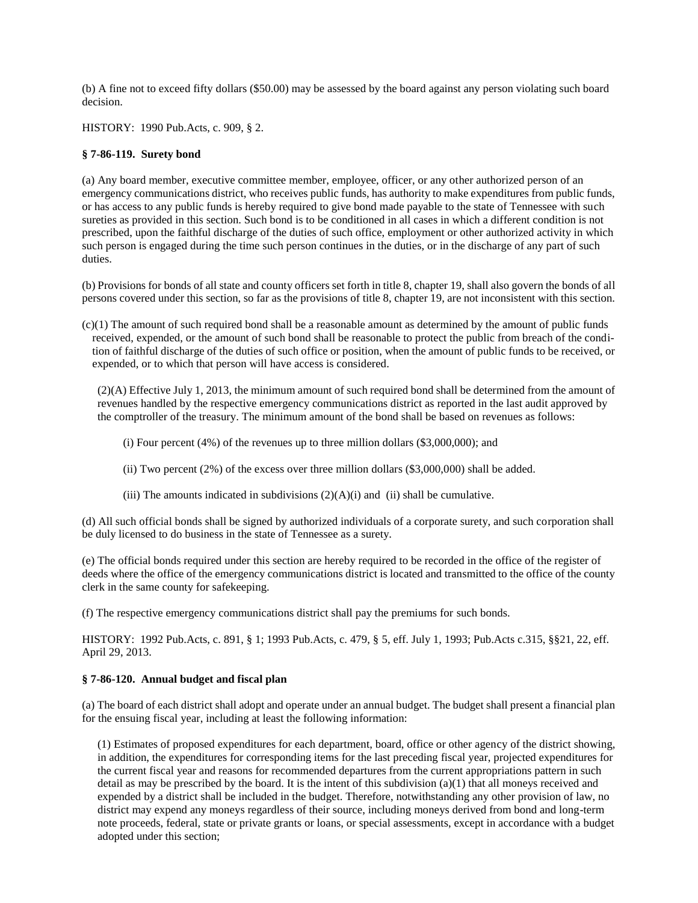(b) A fine not to exceed fifty dollars ($50.00) may be assessed by the board against any person violating such board decision.

HISTORY: 1990 Pub.Acts, c. 909, § 2.

### § 7-86-119. Surety bond

(a) Any board member, executive committee member, employee, officer, or any other authorized person of an emergency communications district, who receives public funds, has authority to make expenditures from public funds, or has access to any public funds is hereby required to give bond made payable to the state of Tennessee with such sureties as provided in this section. Such bond is to be conditioned in all cases in which a different condition is not prescribed, upon the faithful discharge of the duties of such office, employment or other authorized activity in which such person is engaged during the time such person continues in the duties, or in the discharge of any part of such duties.

(b) Provisions for bonds of all state and county officers set forth in title 8, chapter 19, shall also govern the bonds of all persons covered under this section, so far as the provisions of title 8, chapter 19, are not inconsistent with this section.

(c)(1) The amount of such required bond shall be a reasonable amount as determined by the amount of public funds received, expended, or the amount of such bond shall be reasonable to protect the public from breach of the condition of faithful discharge of the duties of such office or position, when the amount of public funds to be received, or expended, or to which that person will have access is considered.

(2)(A) Effective July 1, 2013, the minimum amount of such required bond shall be determined from the amount of revenues handled by the respective emergency communications district as reported in the last audit approved by the comptroller of the treasury. The minimum amount of the bond shall be based on revenues as follows:

(i) Four percent (4%) of the revenues up to three million dollars ($3,000,000); and

(ii) Two percent (2%) of the excess over three million dollars ($3,000,000) shall be added.

(iii) The amounts indicated in subdivisions (2)(A)(i) and (ii) shall be cumulative.

(d) All such official bonds shall be signed by authorized individuals of a corporate surety, and such corporation shall be duly licensed to do business in the state of Tennessee as a surety.

(e) The official bonds required under this section are hereby required to be recorded in the office of the register of deeds where the office of the emergency communications district is located and transmitted to the office of the county clerk in the same county for safekeeping.

(f) The respective emergency communications district shall pay the premiums for such bonds.

HISTORY: 1992 Pub.Acts, c. 891, § 1; 1993 Pub.Acts, c. 479, § 5, eff. July 1, 1993; Pub.Acts c.315, §§21, 22, eff. April 29, 2013.

### § 7-86-120. Annual budget and fiscal plan

(a) The board of each district shall adopt and operate under an annual budget. The budget shall present a financial plan for the ensuing fiscal year, including at least the following information:

(1) Estimates of proposed expenditures for each department, board, office or other agency of the district showing, in addition, the expenditures for corresponding items for the last preceding fiscal year, projected expenditures for the current fiscal year and reasons for recommended departures from the current appropriations pattern in such detail as may be prescribed by the board. It is the intent of this subdivision (a)(1) that all moneys received and expended by a district shall be included in the budget. Therefore, notwithstanding any other provision of law, no district may expend any moneys regardless of their source, including moneys derived from bond and long-term note proceeds, federal, state or private grants or loans, or special assessments, except in accordance with a budget adopted under this section;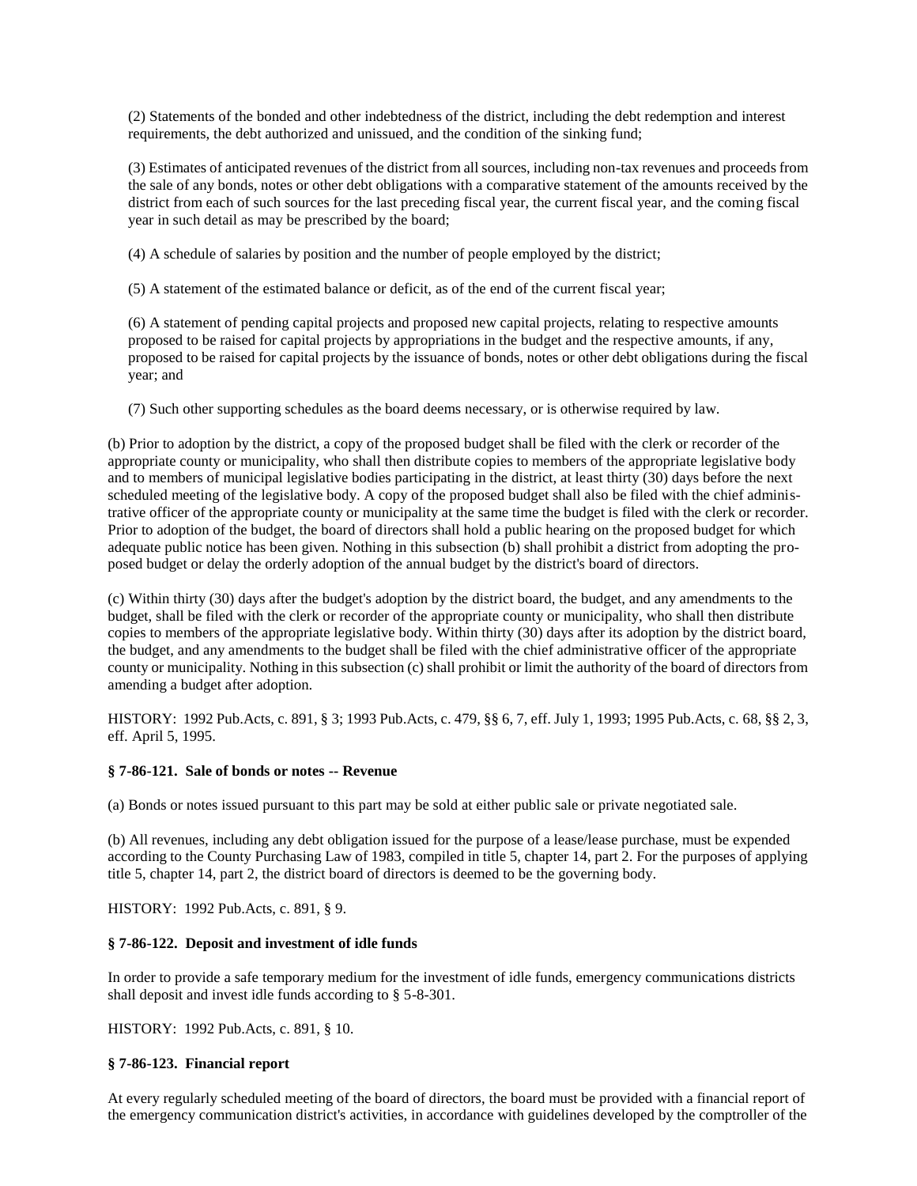(2) Statements of the bonded and other indebtedness of the district, including the debt redemption and interest requirements, the debt authorized and unissued, and the condition of the sinking fund;

(3) Estimates of anticipated revenues of the district from all sources, including non-tax revenues and proceeds from the sale of any bonds, notes or other debt obligations with a comparative statement of the amounts received by the district from each of such sources for the last preceding fiscal year, the current fiscal year, and the coming fiscal year in such detail as may be prescribed by the board;

(4) A schedule of salaries by position and the number of people employed by the district;

(5) A statement of the estimated balance or deficit, as of the end of the current fiscal year;

(6) A statement of pending capital projects and proposed new capital projects, relating to respective amounts proposed to be raised for capital projects by appropriations in the budget and the respective amounts, if any, proposed to be raised for capital projects by the issuance of bonds, notes or other debt obligations during the fiscal year; and

(7) Such other supporting schedules as the board deems necessary, or is otherwise required by law.

(b) Prior to adoption by the district, a copy of the proposed budget shall be filed with the clerk or recorder of the appropriate county or municipality, who shall then distribute copies to members of the appropriate legislative body and to members of municipal legislative bodies participating in the district, at least thirty (30) days before the next scheduled meeting of the legislative body. A copy of the proposed budget shall also be filed with the chief administrative officer of the appropriate county or municipality at the same time the budget is filed with the clerk or recorder. Prior to adoption of the budget, the board of directors shall hold a public hearing on the proposed budget for which adequate public notice has been given. Nothing in this subsection (b) shall prohibit a district from adopting the proposed budget or delay the orderly adoption of the annual budget by the district's board of directors.

(c) Within thirty (30) days after the budget's adoption by the district board, the budget, and any amendments to the budget, shall be filed with the clerk or recorder of the appropriate county or municipality, who shall then distribute copies to members of the appropriate legislative body. Within thirty (30) days after its adoption by the district board, the budget, and any amendments to the budget shall be filed with the chief administrative officer of the appropriate county or municipality. Nothing in this subsection (c) shall prohibit or limit the authority of the board of directors from amending a budget after adoption.

HISTORY: 1992 Pub.Acts, c. 891, § 3; 1993 Pub.Acts, c. 479, §§ 6, 7, eff. July 1, 1993; 1995 Pub.Acts, c. 68, §§ 2, 3, eff. April 5, 1995.

### § 7-86-121. Sale of bonds or notes -- Revenue

(a) Bonds or notes issued pursuant to this part may be sold at either public sale or private negotiated sale.

(b) All revenues, including any debt obligation issued for the purpose of a lease/lease purchase, must be expended according to the County Purchasing Law of 1983, compiled in title 5, chapter 14, part 2. For the purposes of applying title 5, chapter 14, part 2, the district board of directors is deemed to be the governing body.

HISTORY: 1992 Pub.Acts, c. 891, § 9.

### § 7-86-122. Deposit and investment of idle funds

In order to provide a safe temporary medium for the investment of idle funds, emergency communications districts shall deposit and invest idle funds according to § 5-8-301.

HISTORY: 1992 Pub.Acts, c. 891, § 10.

### § 7-86-123. Financial report

At every regularly scheduled meeting of the board of directors, the board must be provided with a financial report of the emergency communication district's activities, in accordance with guidelines developed by the comptroller of the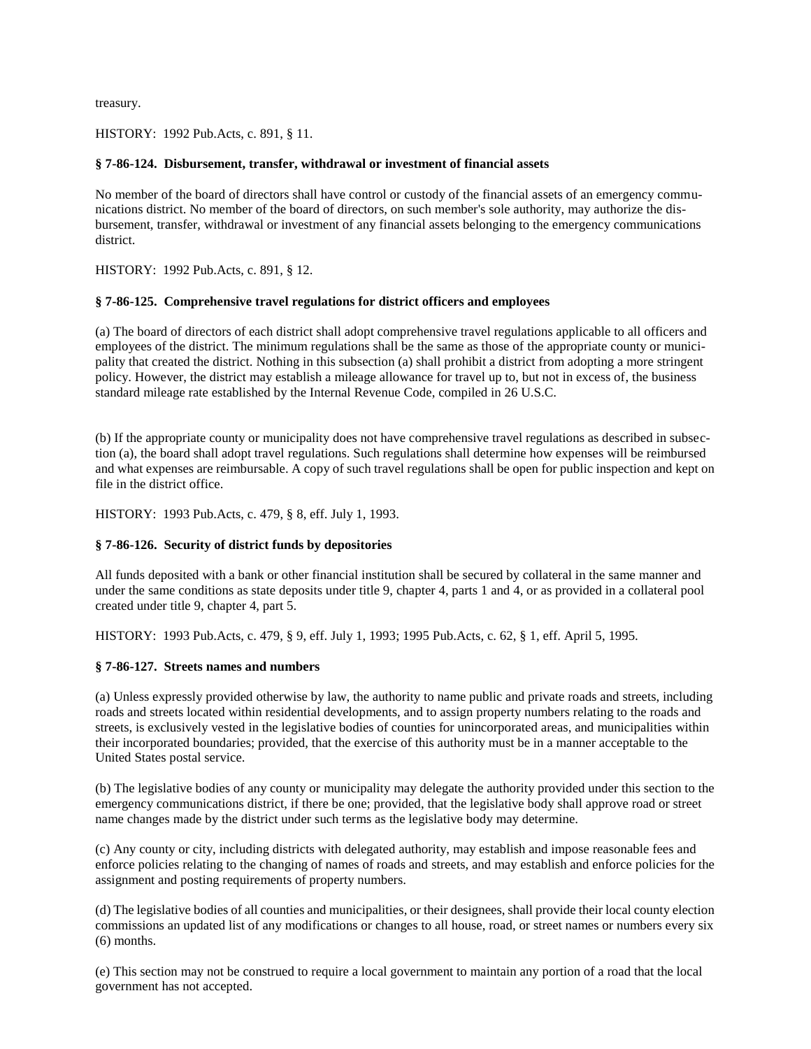treasury.

HISTORY: 1992 Pub.Acts, c. 891, § 11.

**§ 7-86-124. Disbursement, transfer, withdrawal or investment of financial assets**

No member of the board of directors shall have control or custody of the financial assets of an emergency communications district. No member of the board of directors, on such member's sole authority, may authorize the disbursement, transfer, withdrawal or investment of any financial assets belonging to the emergency communications district.

HISTORY: 1992 Pub.Acts, c. 891, § 12.

**§ 7-86-125. Comprehensive travel regulations for district officers and employees**

(a) The board of directors of each district shall adopt comprehensive travel regulations applicable to all officers and employees of the district. The minimum regulations shall be the same as those of the appropriate county or municipality that created the district. Nothing in this subsection (a) shall prohibit a district from adopting a more stringent policy. However, the district may establish a mileage allowance for travel up to, but not in excess of, the business standard mileage rate established by the Internal Revenue Code, compiled in 26 U.S.C.

(b) If the appropriate county or municipality does not have comprehensive travel regulations as described in subsection (a), the board shall adopt travel regulations. Such regulations shall determine how expenses will be reimbursed and what expenses are reimbursable. A copy of such travel regulations shall be open for public inspection and kept on file in the district office.

HISTORY: 1993 Pub.Acts, c. 479, § 8, eff. July 1, 1993.

**§ 7-86-126. Security of district funds by depositories**

All funds deposited with a bank or other financial institution shall be secured by collateral in the same manner and under the same conditions as state deposits under title 9, chapter 4, parts 1 and 4, or as provided in a collateral pool created under title 9, chapter 4, part 5.

HISTORY: 1993 Pub.Acts, c. 479, § 9, eff. July 1, 1993; 1995 Pub.Acts, c. 62, § 1, eff. April 5, 1995.

**§ 7-86-127. Streets names and numbers**

(a) Unless expressly provided otherwise by law, the authority to name public and private roads and streets, including roads and streets located within residential developments, and to assign property numbers relating to the roads and streets, is exclusively vested in the legislative bodies of counties for unincorporated areas, and municipalities within their incorporated boundaries; provided, that the exercise of this authority must be in a manner acceptable to the United States postal service.

(b) The legislative bodies of any county or municipality may delegate the authority provided under this section to the emergency communications district, if there be one; provided, that the legislative body shall approve road or street name changes made by the district under such terms as the legislative body may determine.

(c) Any county or city, including districts with delegated authority, may establish and impose reasonable fees and enforce policies relating to the changing of names of roads and streets, and may establish and enforce policies for the assignment and posting requirements of property numbers.

(d) The legislative bodies of all counties and municipalities, or their designees, shall provide their local county election commissions an updated list of any modifications or changes to all house, road, or street names or numbers every six (6) months.

(e) This section may not be construed to require a local government to maintain any portion of a road that the local government has not accepted.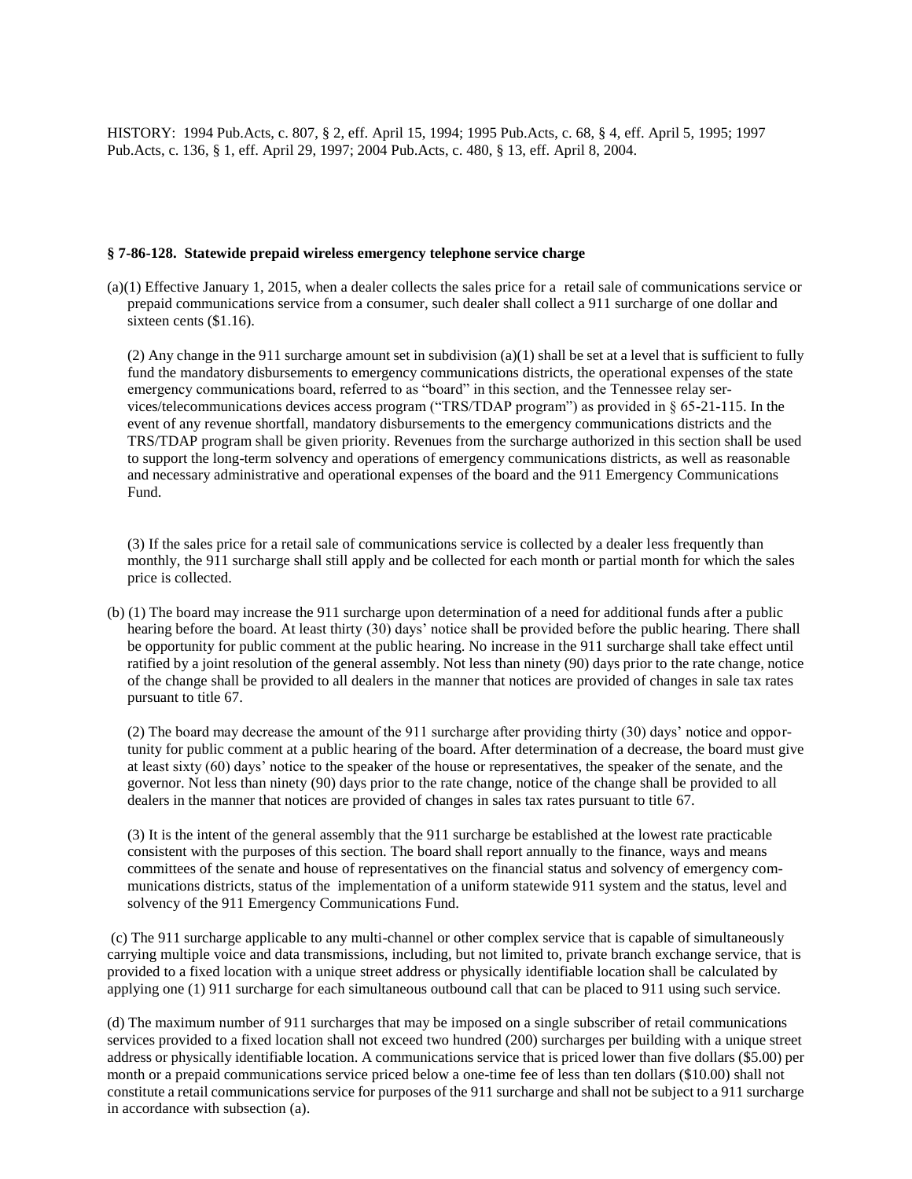HISTORY: 1994 Pub.Acts, c. 807, § 2, eff. April 15, 1994; 1995 Pub.Acts, c. 68, § 4, eff. April 5, 1995; 1997 Pub.Acts, c. 136, § 1, eff. April 29, 1997; 2004 Pub.Acts, c. 480, § 13, eff. April 8, 2004.

**§ 7-86-128. Statewide prepaid wireless emergency telephone service charge**

(a)(1) Effective January 1, 2015, when a dealer collects the sales price for a retail sale of communications service or prepaid communications service from a consumer, such dealer shall collect a 911 surcharge of one dollar and sixteen cents ($1.16).

(2) Any change in the 911 surcharge amount set in subdivision (a)(1) shall be set at a level that is sufficient to fully fund the mandatory disbursements to emergency communications districts, the operational expenses of the state emergency communications board, referred to as "board" in this section, and the Tennessee relay services/telecommunications devices access program ("TRS/TDAP program") as provided in § 65-21-115. In the event of any revenue shortfall, mandatory disbursements to the emergency communications districts and the TRS/TDAP program shall be given priority. Revenues from the surcharge authorized in this section shall be used to support the long-term solvency and operations of emergency communications districts, as well as reasonable and necessary administrative and operational expenses of the board and the 911 Emergency Communications Fund.

(3) If the sales price for a retail sale of communications service is collected by a dealer less frequently than monthly, the 911 surcharge shall still apply and be collected for each month or partial month for which the sales price is collected.

(b) (1) The board may increase the 911 surcharge upon determination of a need for additional funds after a public hearing before the board. At least thirty (30) days' notice shall be provided before the public hearing. There shall be opportunity for public comment at the public hearing. No increase in the 911 surcharge shall take effect until ratified by a joint resolution of the general assembly. Not less than ninety (90) days prior to the rate change, notice of the change shall be provided to all dealers in the manner that notices are provided of changes in sale tax rates pursuant to title 67.

(2) The board may decrease the amount of the 911 surcharge after providing thirty (30) days' notice and opportunity for public comment at a public hearing of the board. After determination of a decrease, the board must give at least sixty (60) days' notice to the speaker of the house or representatives, the speaker of the senate, and the governor. Not less than ninety (90) days prior to the rate change, notice of the change shall be provided to all dealers in the manner that notices are provided of changes in sales tax rates pursuant to title 67.

(3) It is the intent of the general assembly that the 911 surcharge be established at the lowest rate practicable consistent with the purposes of this section. The board shall report annually to the finance, ways and means committees of the senate and house of representatives on the financial status and solvency of emergency communications districts, status of the implementation of a uniform statewide 911 system and the status, level and solvency of the 911 Emergency Communications Fund.

(c) The 911 surcharge applicable to any multi-channel or other complex service that is capable of simultaneously carrying multiple voice and data transmissions, including, but not limited to, private branch exchange service, that is provided to a fixed location with a unique street address or physically identifiable location shall be calculated by applying one (1) 911 surcharge for each simultaneous outbound call that can be placed to 911 using such service.

(d) The maximum number of 911 surcharges that may be imposed on a single subscriber of retail communications services provided to a fixed location shall not exceed two hundred (200) surcharges per building with a unique street address or physically identifiable location. A communications service that is priced lower than five dollars ($5.00) per month or a prepaid communications service priced below a one-time fee of less than ten dollars ($10.00) shall not constitute a retail communications service for purposes of the 911 surcharge and shall not be subject to a 911 surcharge in accordance with subsection (a).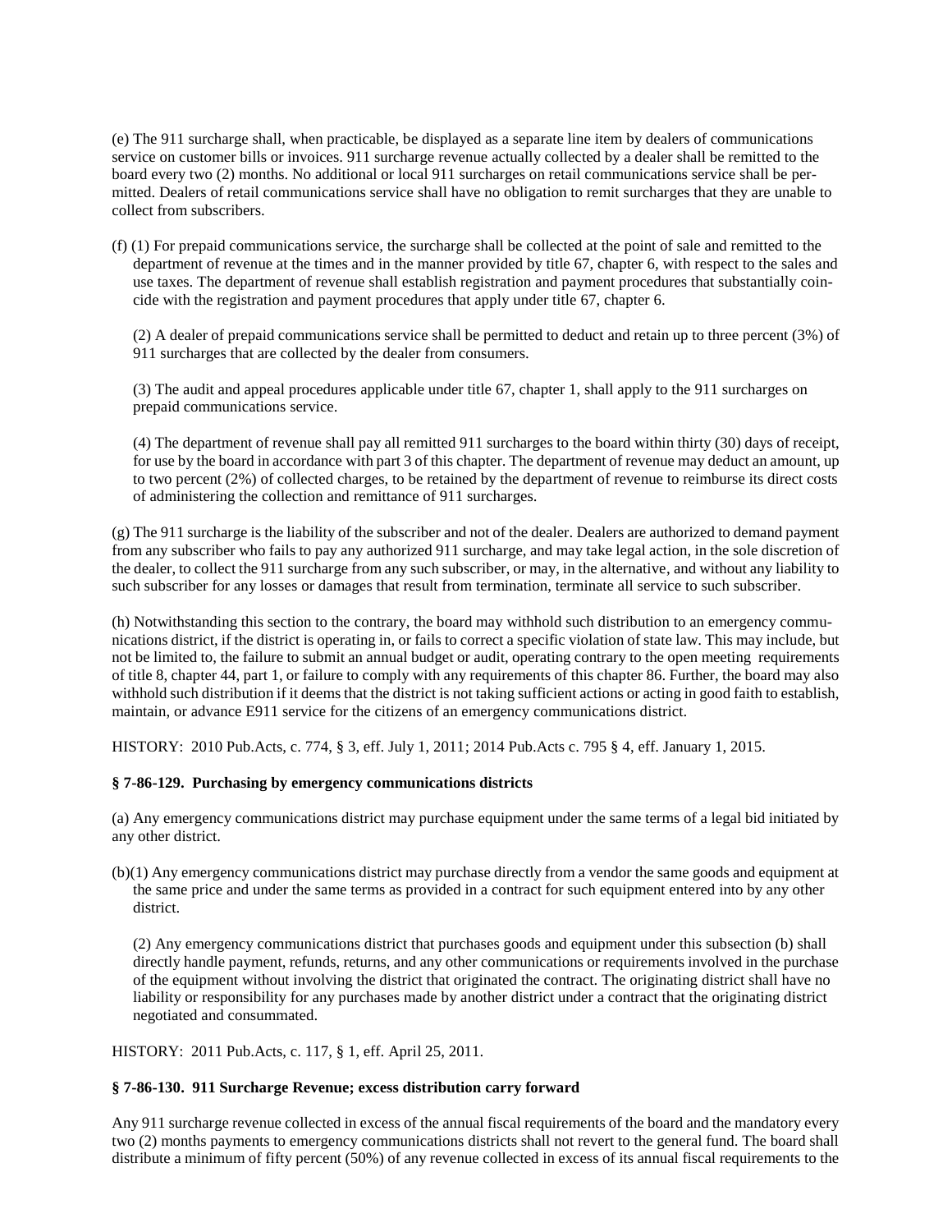(e) The 911 surcharge shall, when practicable, be displayed as a separate line item by dealers of communications service on customer bills or invoices. 911 surcharge revenue actually collected by a dealer shall be remitted to the board every two (2) months. No additional or local 911 surcharges on retail communications service shall be permitted. Dealers of retail communications service shall have no obligation to remit surcharges that they are unable to collect from subscribers.

(f) (1) For prepaid communications service, the surcharge shall be collected at the point of sale and remitted to the department of revenue at the times and in the manner provided by title 67, chapter 6, with respect to the sales and use taxes. The department of revenue shall establish registration and payment procedures that substantially coincide with the registration and payment procedures that apply under title 67, chapter 6.

(2) A dealer of prepaid communications service shall be permitted to deduct and retain up to three percent (3%) of 911 surcharges that are collected by the dealer from consumers.

(3) The audit and appeal procedures applicable under title 67, chapter 1, shall apply to the 911 surcharges on prepaid communications service.

(4) The department of revenue shall pay all remitted 911 surcharges to the board within thirty (30) days of receipt, for use by the board in accordance with part 3 of this chapter. The department of revenue may deduct an amount, up to two percent (2%) of collected charges, to be retained by the department of revenue to reimburse its direct costs of administering the collection and remittance of 911 surcharges.

(g) The 911 surcharge is the liability of the subscriber and not of the dealer. Dealers are authorized to demand payment from any subscriber who fails to pay any authorized 911 surcharge, and may take legal action, in the sole discretion of the dealer, to collect the 911 surcharge from any such subscriber, or may, in the alternative, and without any liability to such subscriber for any losses or damages that result from termination, terminate all service to such subscriber.

(h) Notwithstanding this section to the contrary, the board may withhold such distribution to an emergency communications district, if the district is operating in, or fails to correct a specific violation of state law. This may include, but not be limited to, the failure to submit an annual budget or audit, operating contrary to the open meeting requirements of title 8, chapter 44, part 1, or failure to comply with any requirements of this chapter 86. Further, the board may also withhold such distribution if it deems that the district is not taking sufficient actions or acting in good faith to establish, maintain, or advance E911 service for the citizens of an emergency communications district.

HISTORY: 2010 Pub.Acts, c. 774, § 3, eff. July 1, 2011; 2014 Pub.Acts c. 795 § 4, eff. January 1, 2015.

### § 7-86-129. Purchasing by emergency communications districts

(a) Any emergency communications district may purchase equipment under the same terms of a legal bid initiated by any other district.

(b)(1) Any emergency communications district may purchase directly from a vendor the same goods and equipment at the same price and under the same terms as provided in a contract for such equipment entered into by any other district.

(2) Any emergency communications district that purchases goods and equipment under this subsection (b) shall directly handle payment, refunds, returns, and any other communications or requirements involved in the purchase of the equipment without involving the district that originated the contract. The originating district shall have no liability or responsibility for any purchases made by another district under a contract that the originating district negotiated and consummated.

HISTORY: 2011 Pub.Acts, c. 117, § 1, eff. April 25, 2011.

### § 7-86-130. 911 Surcharge Revenue; excess distribution carry forward

Any 911 surcharge revenue collected in excess of the annual fiscal requirements of the board and the mandatory every two (2) months payments to emergency communications districts shall not revert to the general fund. The board shall distribute a minimum of fifty percent (50%) of any revenue collected in excess of its annual fiscal requirements to the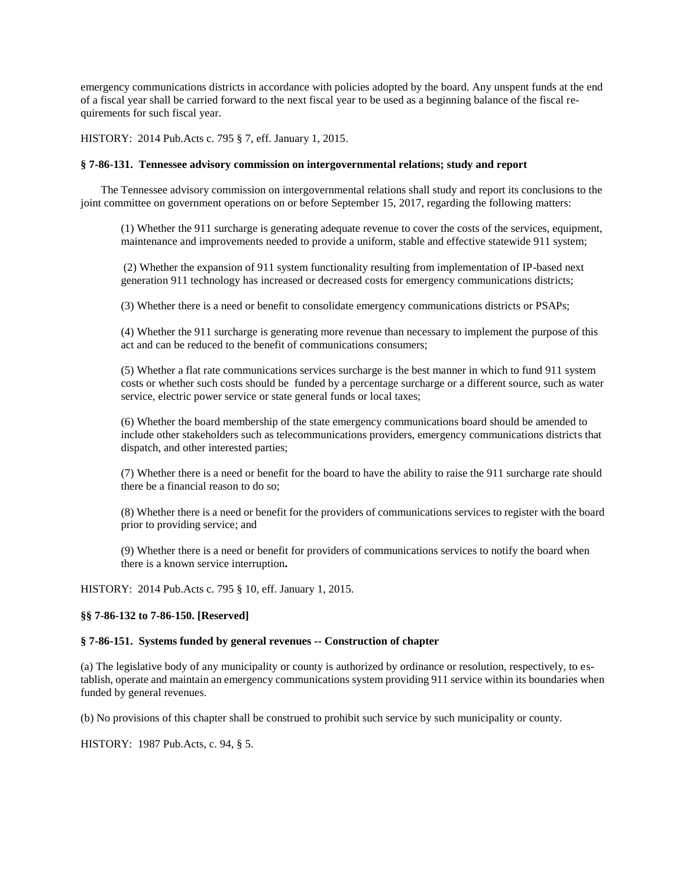emergency communications districts in accordance with policies adopted by the board. Any unspent funds at the end of a fiscal year shall be carried forward to the next fiscal year to be used as a beginning balance of the fiscal requirements for such fiscal year.

HISTORY: 2014 Pub.Acts c. 795 § 7, eff. January 1, 2015.

**§ 7-86-131. Tennessee advisory commission on intergovernmental relations; study and report**

The Tennessee advisory commission on intergovernmental relations shall study and report its conclusions to the joint committee on government operations on or before September 15, 2017, regarding the following matters:

(1) Whether the 911 surcharge is generating adequate revenue to cover the costs of the services, equipment, maintenance and improvements needed to provide a uniform, stable and effective statewide 911 system;

(2) Whether the expansion of 911 system functionality resulting from implementation of IP-based next generation 911 technology has increased or decreased costs for emergency communications districts;

(3) Whether there is a need or benefit to consolidate emergency communications districts or PSAPs;

(4) Whether the 911 surcharge is generating more revenue than necessary to implement the purpose of this act and can be reduced to the benefit of communications consumers;

(5) Whether a flat rate communications services surcharge is the best manner in which to fund 911 system costs or whether such costs should be funded by a percentage surcharge or a different source, such as water service, electric power service or state general funds or local taxes;

(6) Whether the board membership of the state emergency communications board should be amended to include other stakeholders such as telecommunications providers, emergency communications districts that dispatch, and other interested parties;

(7) Whether there is a need or benefit for the board to have the ability to raise the 911 surcharge rate should there be a financial reason to do so;

(8) Whether there is a need or benefit for the providers of communications services to register with the board prior to providing service; and

(9) Whether there is a need or benefit for providers of communications services to notify the board when there is a known service interruption.

HISTORY: 2014 Pub.Acts c. 795 § 10, eff. January 1, 2015.

**§§ 7-86-132 to 7-86-150. [Reserved]**

**§ 7-86-151. Systems funded by general revenues -- Construction of chapter**

(a) The legislative body of any municipality or county is authorized by ordinance or resolution, respectively, to establish, operate and maintain an emergency communications system providing 911 service within its boundaries when funded by general revenues.

(b) No provisions of this chapter shall be construed to prohibit such service by such municipality or county.

HISTORY: 1987 Pub.Acts, c. 94, § 5.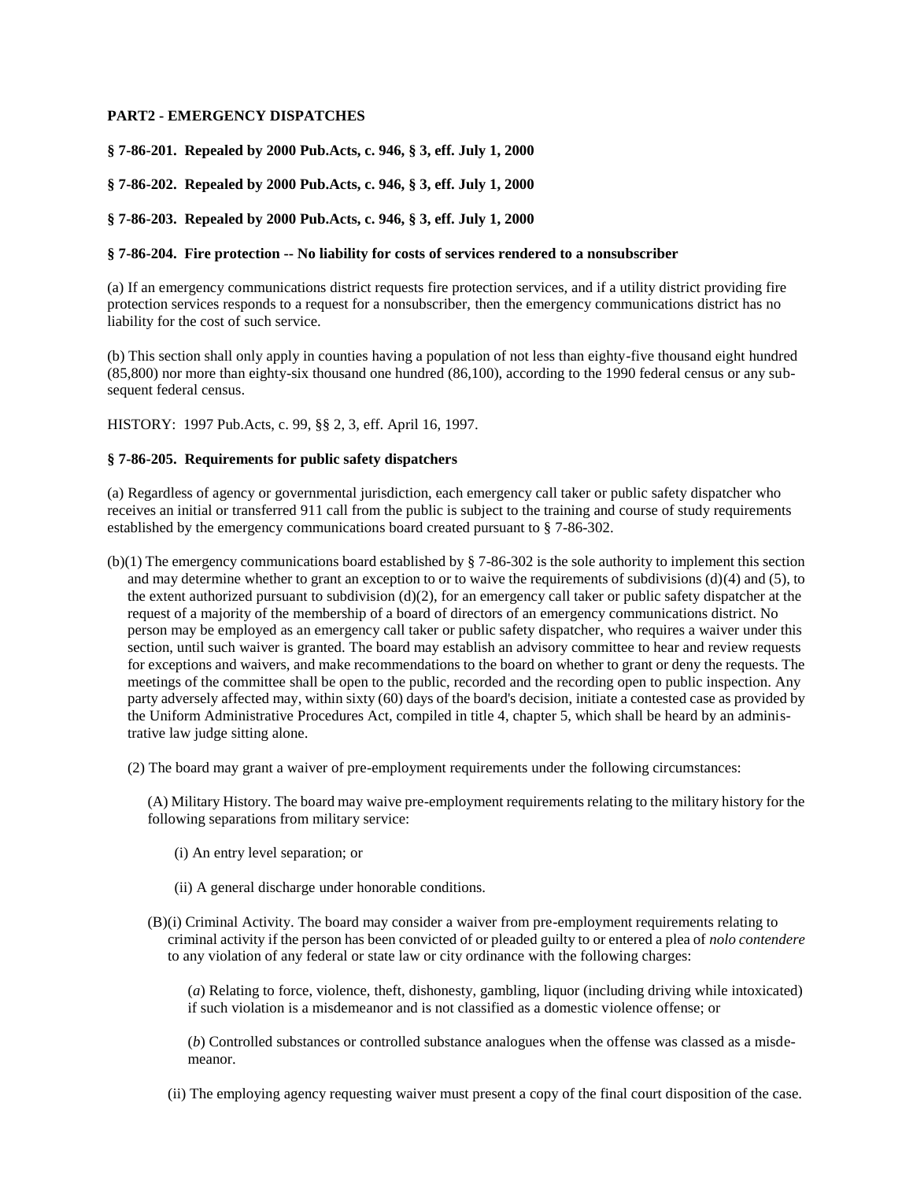**PART2 - EMERGENCY DISPATCHES**

**§ 7-86-201. Repealed by 2000 Pub.Acts, c. 946, § 3, eff. July 1, 2000**

**§ 7-86-202. Repealed by 2000 Pub.Acts, c. 946, § 3, eff. July 1, 2000**

**§ 7-86-203. Repealed by 2000 Pub.Acts, c. 946, § 3, eff. July 1, 2000**

**§ 7-86-204. Fire protection -- No liability for costs of services rendered to a nonsubscriber**

(a) If an emergency communications district requests fire protection services, and if a utility district providing fire protection services responds to a request for a nonsubscriber, then the emergency communications district has no liability for the cost of such service.

(b) This section shall only apply in counties having a population of not less than eighty-five thousand eight hundred (85,800) nor more than eighty-six thousand one hundred (86,100), according to the 1990 federal census or any subsequent federal census.

HISTORY: 1997 Pub.Acts, c. 99, §§ 2, 3, eff. April 16, 1997.

**§ 7-86-205. Requirements for public safety dispatchers**

(a) Regardless of agency or governmental jurisdiction, each emergency call taker or public safety dispatcher who receives an initial or transferred 911 call from the public is subject to the training and course of study requirements established by the emergency communications board created pursuant to § 7-86-302.

(b)(1) The emergency communications board established by § 7-86-302 is the sole authority to implement this section and may determine whether to grant an exception to or to waive the requirements of subdivisions (d)(4) and (5), to the extent authorized pursuant to subdivision (d)(2), for an emergency call taker or public safety dispatcher at the request of a majority of the membership of a board of directors of an emergency communications district. No person may be employed as an emergency call taker or public safety dispatcher, who requires a waiver under this section, until such waiver is granted. The board may establish an advisory committee to hear and review requests for exceptions and waivers, and make recommendations to the board on whether to grant or deny the requests. The meetings of the committee shall be open to the public, recorded and the recording open to public inspection. Any party adversely affected may, within sixty (60) days of the board's decision, initiate a contested case as provided by the Uniform Administrative Procedures Act, compiled in title 4, chapter 5, which shall be heard by an administrative law judge sitting alone.

(2) The board may grant a waiver of pre-employment requirements under the following circumstances:

(A) Military History. The board may waive pre-employment requirements relating to the military history for the following separations from military service:

(i) An entry level separation; or

(ii) A general discharge under honorable conditions.

(B)(i) Criminal Activity. The board may consider a waiver from pre-employment requirements relating to criminal activity if the person has been convicted of or pleaded guilty to or entered a plea of *nolo contendere* to any violation of any federal or state law or city ordinance with the following charges:

(*a*) Relating to force, violence, theft, dishonesty, gambling, liquor (including driving while intoxicated) if such violation is a misdemeanor and is not classified as a domestic violence offense; or

(*b*) Controlled substances or controlled substance analogues when the offense was classed as a misdemeanor.

(ii) The employing agency requesting waiver must present a copy of the final court disposition of the case.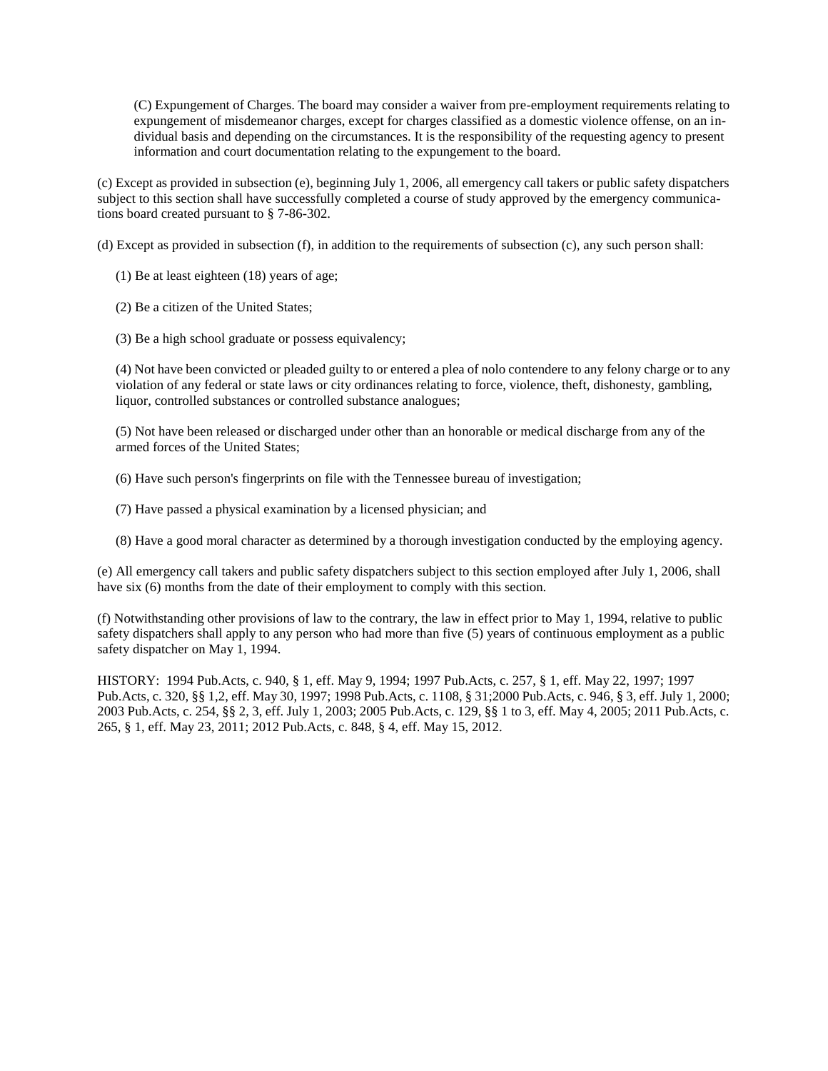(C) Expungement of Charges. The board may consider a waiver from pre-employment requirements relating to expungement of misdemeanor charges, except for charges classified as a domestic violence offense, on an individual basis and depending on the circumstances. It is the responsibility of the requesting agency to present information and court documentation relating to the expungement to the board.

(c) Except as provided in subsection (e), beginning July 1, 2006, all emergency call takers or public safety dispatchers subject to this section shall have successfully completed a course of study approved by the emergency communications board created pursuant to § 7-86-302.

(d) Except as provided in subsection (f), in addition to the requirements of subsection (c), any such person shall:

(1) Be at least eighteen (18) years of age;

(2) Be a citizen of the United States;

(3) Be a high school graduate or possess equivalency;

(4) Not have been convicted or pleaded guilty to or entered a plea of nolo contendere to any felony charge or to any violation of any federal or state laws or city ordinances relating to force, violence, theft, dishonesty, gambling, liquor, controlled substances or controlled substance analogues;

(5) Not have been released or discharged under other than an honorable or medical discharge from any of the armed forces of the United States;

(6) Have such person's fingerprints on file with the Tennessee bureau of investigation;

(7) Have passed a physical examination by a licensed physician; and

(8) Have a good moral character as determined by a thorough investigation conducted by the employing agency.

(e) All emergency call takers and public safety dispatchers subject to this section employed after July 1, 2006, shall have six (6) months from the date of their employment to comply with this section.

(f) Notwithstanding other provisions of law to the contrary, the law in effect prior to May 1, 1994, relative to public safety dispatchers shall apply to any person who had more than five (5) years of continuous employment as a public safety dispatcher on May 1, 1994.

HISTORY: 1994 Pub.Acts, c. 940, § 1, eff. May 9, 1994; 1997 Pub.Acts, c. 257, § 1, eff. May 22, 1997; 1997 Pub.Acts, c. 320, §§ 1,2, eff. May 30, 1997; 1998 Pub.Acts, c. 1108, § 31;2000 Pub.Acts, c. 946, § 3, eff. July 1, 2000; 2003 Pub.Acts, c. 254, §§ 2, 3, eff. July 1, 2003; 2005 Pub.Acts, c. 129, §§ 1 to 3, eff. May 4, 2005; 2011 Pub.Acts, c. 265, § 1, eff. May 23, 2011; 2012 Pub.Acts, c. 848, § 4, eff. May 15, 2012.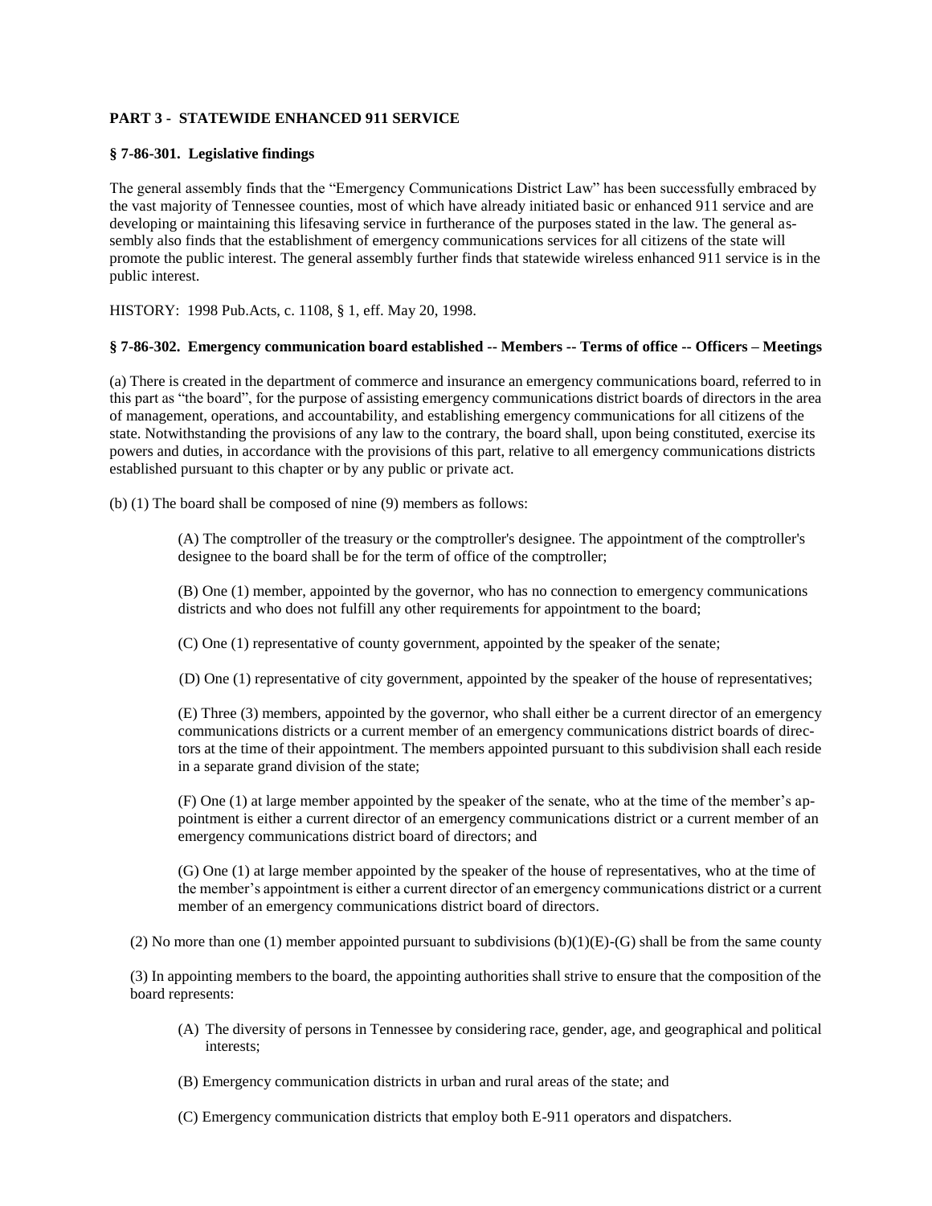### PART 3 - STATEWIDE ENHANCED 911 SERVICE

#### § 7-86-301. Legislative findings

The general assembly finds that the "Emergency Communications District Law" has been successfully embraced by the vast majority of Tennessee counties, most of which have already initiated basic or enhanced 911 service and are developing or maintaining this lifesaving service in furtherance of the purposes stated in the law. The general assembly also finds that the establishment of emergency communications services for all citizens of the state will promote the public interest. The general assembly further finds that statewide wireless enhanced 911 service is in the public interest.

HISTORY: 1998 Pub.Acts, c. 1108, § 1, eff. May 20, 1998.

#### § 7-86-302. Emergency communication board established -- Members -- Terms of office -- Officers – Meetings

(a) There is created in the department of commerce and insurance an emergency communications board, referred to in this part as "the board", for the purpose of assisting emergency communications district boards of directors in the area of management, operations, and accountability, and establishing emergency communications for all citizens of the state. Notwithstanding the provisions of any law to the contrary, the board shall, upon being constituted, exercise its powers and duties, in accordance with the provisions of this part, relative to all emergency communications districts established pursuant to this chapter or by any public or private act.

(b) (1) The board shall be composed of nine (9) members as follows:

(A) The comptroller of the treasury or the comptroller's designee. The appointment of the comptroller's designee to the board shall be for the term of office of the comptroller;

(B) One (1) member, appointed by the governor, who has no connection to emergency communications districts and who does not fulfill any other requirements for appointment to the board;

(C) One (1) representative of county government, appointed by the speaker of the senate;

(D) One (1) representative of city government, appointed by the speaker of the house of representatives;

(E) Three (3) members, appointed by the governor, who shall either be a current director of an emergency communications districts or a current member of an emergency communications district boards of directors at the time of their appointment. The members appointed pursuant to this subdivision shall each reside in a separate grand division of the state;

(F) One (1) at large member appointed by the speaker of the senate, who at the time of the member's appointment is either a current director of an emergency communications district or a current member of an emergency communications district board of directors; and

(G) One (1) at large member appointed by the speaker of the house of representatives, who at the time of the member's appointment is either a current director of an emergency communications district or a current member of an emergency communications district board of directors.

(2) No more than one (1) member appointed pursuant to subdivisions (b)(1)(E)-(G) shall be from the same county

(3) In appointing members to the board, the appointing authorities shall strive to ensure that the composition of the board represents:

(A) The diversity of persons in Tennessee by considering race, gender, age, and geographical and political interests;

(B) Emergency communication districts in urban and rural areas of the state; and

(C) Emergency communication districts that employ both E-911 operators and dispatchers.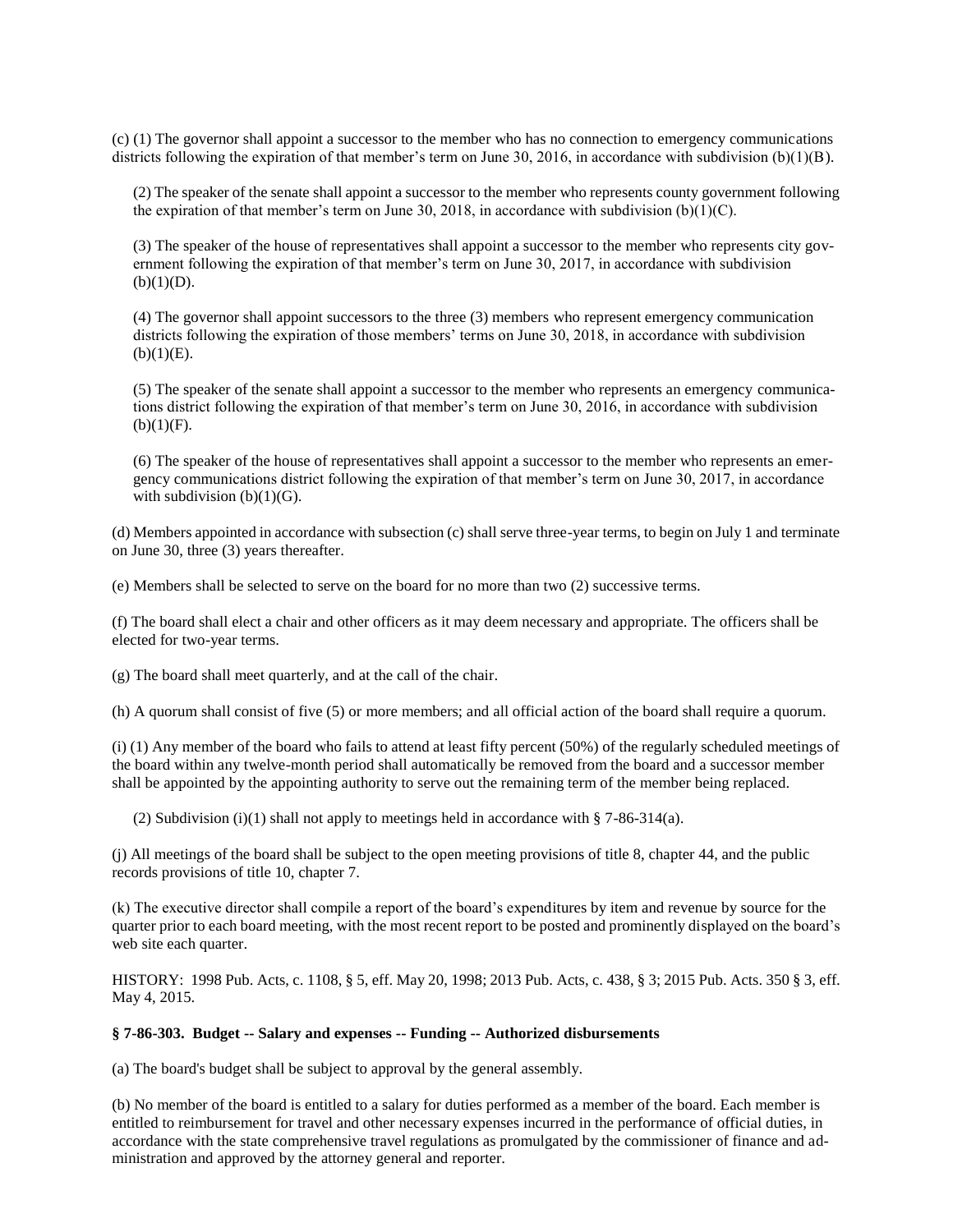(c) (1) The governor shall appoint a successor to the member who has no connection to emergency communications districts following the expiration of that member's term on June 30, 2016, in accordance with subdivision (b)(1)(B).

(2) The speaker of the senate shall appoint a successor to the member who represents county government following the expiration of that member's term on June 30, 2018, in accordance with subdivision (b)(1)(C).

(3) The speaker of the house of representatives shall appoint a successor to the member who represents city government following the expiration of that member's term on June 30, 2017, in accordance with subdivision (b)(1)(D).

(4) The governor shall appoint successors to the three (3) members who represent emergency communication districts following the expiration of those members' terms on June 30, 2018, in accordance with subdivision (b)(1)(E).

(5) The speaker of the senate shall appoint a successor to the member who represents an emergency communications district following the expiration of that member's term on June 30, 2016, in accordance with subdivision (b)(1)(F).

(6) The speaker of the house of representatives shall appoint a successor to the member who represents an emergency communications district following the expiration of that member's term on June 30, 2017, in accordance with subdivision (b)(1)(G).

(d) Members appointed in accordance with subsection (c) shall serve three-year terms, to begin on July 1 and terminate on June 30, three (3) years thereafter.

(e) Members shall be selected to serve on the board for no more than two (2) successive terms.

(f) The board shall elect a chair and other officers as it may deem necessary and appropriate. The officers shall be elected for two-year terms.

(g) The board shall meet quarterly, and at the call of the chair.

(h) A quorum shall consist of five (5) or more members; and all official action of the board shall require a quorum.

(i) (1) Any member of the board who fails to attend at least fifty percent (50%) of the regularly scheduled meetings of the board within any twelve-month period shall automatically be removed from the board and a successor member shall be appointed by the appointing authority to serve out the remaining term of the member being replaced.

(2) Subdivision (i)(1) shall not apply to meetings held in accordance with § 7-86-314(a).

(j) All meetings of the board shall be subject to the open meeting provisions of title 8, chapter 44, and the public records provisions of title 10, chapter 7.

(k) The executive director shall compile a report of the board's expenditures by item and revenue by source for the quarter prior to each board meeting, with the most recent report to be posted and prominently displayed on the board's web site each quarter.

HISTORY: 1998 Pub. Acts, c. 1108, § 5, eff. May 20, 1998; 2013 Pub. Acts, c. 438, § 3; 2015 Pub. Acts. 350 § 3, eff. May 4, 2015.

**§ 7-86-303. Budget -- Salary and expenses -- Funding -- Authorized disbursements**

(a) The board's budget shall be subject to approval by the general assembly.

(b) No member of the board is entitled to a salary for duties performed as a member of the board. Each member is entitled to reimbursement for travel and other necessary expenses incurred in the performance of official duties, in accordance with the state comprehensive travel regulations as promulgated by the commissioner of finance and administration and approved by the attorney general and reporter.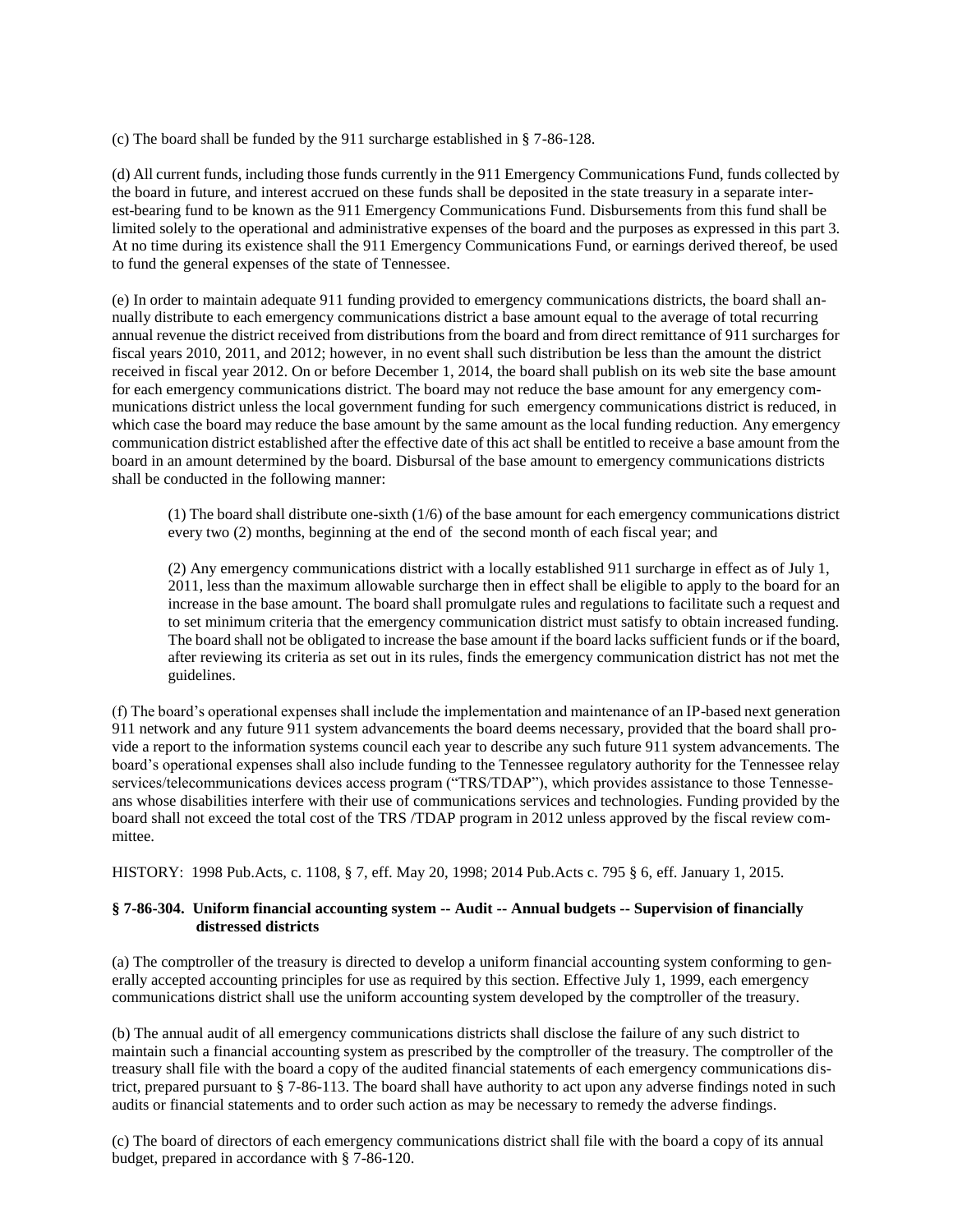(c) The board shall be funded by the 911 surcharge established in § 7-86-128.

(d) All current funds, including those funds currently in the 911 Emergency Communications Fund, funds collected by the board in future, and interest accrued on these funds shall be deposited in the state treasury in a separate interest-bearing fund to be known as the 911 Emergency Communications Fund. Disbursements from this fund shall be limited solely to the operational and administrative expenses of the board and the purposes as expressed in this part 3. At no time during its existence shall the 911 Emergency Communications Fund, or earnings derived thereof, be used to fund the general expenses of the state of Tennessee.

(e) In order to maintain adequate 911 funding provided to emergency communications districts, the board shall annually distribute to each emergency communications district a base amount equal to the average of total recurring annual revenue the district received from distributions from the board and from direct remittance of 911 surcharges for fiscal years 2010, 2011, and 2012; however, in no event shall such distribution be less than the amount the district received in fiscal year 2012. On or before December 1, 2014, the board shall publish on its web site the base amount for each emergency communications district. The board may not reduce the base amount for any emergency communications district unless the local government funding for such emergency communications district is reduced, in which case the board may reduce the base amount by the same amount as the local funding reduction. Any emergency communication district established after the effective date of this act shall be entitled to receive a base amount from the board in an amount determined by the board. Disbursal of the base amount to emergency communications districts shall be conducted in the following manner:

> (1) The board shall distribute one-sixth (1/6) of the base amount for each emergency communications district every two (2) months, beginning at the end of the second month of each fiscal year; and
>
> (2) Any emergency communications district with a locally established 911 surcharge in effect as of July 1, 2011, less than the maximum allowable surcharge then in effect shall be eligible to apply to the board for an increase in the base amount. The board shall promulgate rules and regulations to facilitate such a request and to set minimum criteria that the emergency communication district must satisfy to obtain increased funding. The board shall not be obligated to increase the base amount if the board lacks sufficient funds or if the board, after reviewing its criteria as set out in its rules, finds the emergency communication district has not met the guidelines.

(f) The board's operational expenses shall include the implementation and maintenance of an IP-based next generation 911 network and any future 911 system advancements the board deems necessary, provided that the board shall provide a report to the information systems council each year to describe any such future 911 system advancements. The board's operational expenses shall also include funding to the Tennessee regulatory authority for the Tennessee relay services/telecommunications devices access program ("TRS/TDAP"), which provides assistance to those Tennesseans whose disabilities interfere with their use of communications services and technologies. Funding provided by the board shall not exceed the total cost of the TRS /TDAP program in 2012 unless approved by the fiscal review committee.

HISTORY: 1998 Pub.Acts, c. 1108, § 7, eff. May 20, 1998; 2014 Pub.Acts c. 795 § 6, eff. January 1, 2015.

### § 7-86-304. Uniform financial accounting system -- Audit -- Annual budgets -- Supervision of financially distressed districts

(a) The comptroller of the treasury is directed to develop a uniform financial accounting system conforming to generally accepted accounting principles for use as required by this section. Effective July 1, 1999, each emergency communications district shall use the uniform accounting system developed by the comptroller of the treasury.

(b) The annual audit of all emergency communications districts shall disclose the failure of any such district to maintain such a financial accounting system as prescribed by the comptroller of the treasury. The comptroller of the treasury shall file with the board a copy of the audited financial statements of each emergency communications district, prepared pursuant to § 7-86-113. The board shall have authority to act upon any adverse findings noted in such audits or financial statements and to order such action as may be necessary to remedy the adverse findings.

(c) The board of directors of each emergency communications district shall file with the board a copy of its annual budget, prepared in accordance with § 7-86-120.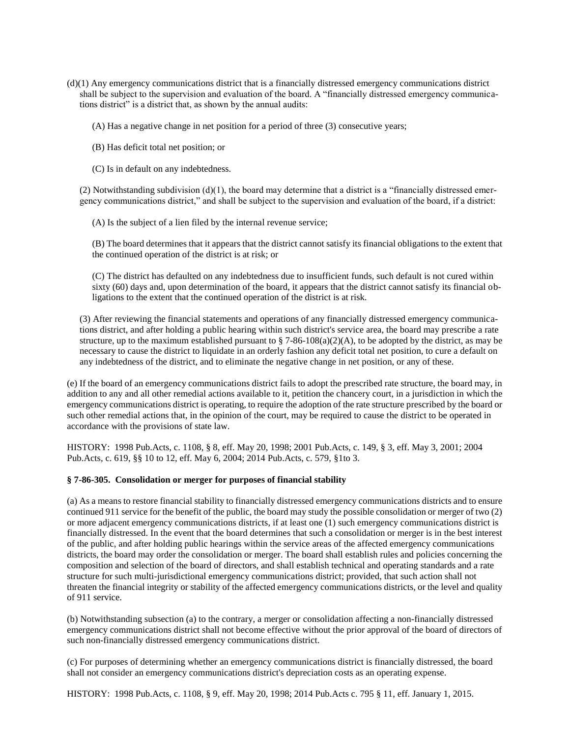(d)(1) Any emergency communications district that is a financially distressed emergency communications district shall be subject to the supervision and evaluation of the board. A "financially distressed emergency communications district" is a district that, as shown by the annual audits:

(A) Has a negative change in net position for a period of three (3) consecutive years;

(B) Has deficit total net position; or

(C) Is in default on any indebtedness.

(2) Notwithstanding subdivision (d)(1), the board may determine that a district is a "financially distressed emergency communications district," and shall be subject to the supervision and evaluation of the board, if a district:

(A) Is the subject of a lien filed by the internal revenue service;

(B) The board determines that it appears that the district cannot satisfy its financial obligations to the extent that the continued operation of the district is at risk; or

(C) The district has defaulted on any indebtedness due to insufficient funds, such default is not cured within sixty (60) days and, upon determination of the board, it appears that the district cannot satisfy its financial obligations to the extent that the continued operation of the district is at risk.

(3) After reviewing the financial statements and operations of any financially distressed emergency communications district, and after holding a public hearing within such district's service area, the board may prescribe a rate structure, up to the maximum established pursuant to § 7-86-108(a)(2)(A), to be adopted by the district, as may be necessary to cause the district to liquidate in an orderly fashion any deficit total net position, to cure a default on any indebtedness of the district, and to eliminate the negative change in net position, or any of these.

(e) If the board of an emergency communications district fails to adopt the prescribed rate structure, the board may, in addition to any and all other remedial actions available to it, petition the chancery court, in a jurisdiction in which the emergency communications district is operating, to require the adoption of the rate structure prescribed by the board or such other remedial actions that, in the opinion of the court, may be required to cause the district to be operated in accordance with the provisions of state law.

HISTORY: 1998 Pub.Acts, c. 1108, § 8, eff. May 20, 1998; 2001 Pub.Acts, c. 149, § 3, eff. May 3, 2001; 2004 Pub.Acts, c. 619, §§ 10 to 12, eff. May 6, 2004; 2014 Pub.Acts, c. 579, §1to 3.

**§ 7-86-305. Consolidation or merger for purposes of financial stability**

(a) As a means to restore financial stability to financially distressed emergency communications districts and to ensure continued 911 service for the benefit of the public, the board may study the possible consolidation or merger of two (2) or more adjacent emergency communications districts, if at least one (1) such emergency communications district is financially distressed. In the event that the board determines that such a consolidation or merger is in the best interest of the public, and after holding public hearings within the service areas of the affected emergency communications districts, the board may order the consolidation or merger. The board shall establish rules and policies concerning the composition and selection of the board of directors, and shall establish technical and operating standards and a rate structure for such multi-jurisdictional emergency communications district; provided, that such action shall not threaten the financial integrity or stability of the affected emergency communications districts, or the level and quality of 911 service.

(b) Notwithstanding subsection (a) to the contrary, a merger or consolidation affecting a non-financially distressed emergency communications district shall not become effective without the prior approval of the board of directors of such non-financially distressed emergency communications district.

(c) For purposes of determining whether an emergency communications district is financially distressed, the board shall not consider an emergency communications district's depreciation costs as an operating expense.

HISTORY: 1998 Pub.Acts, c. 1108, § 9, eff. May 20, 1998; 2014 Pub.Acts c. 795 § 11, eff. January 1, 2015.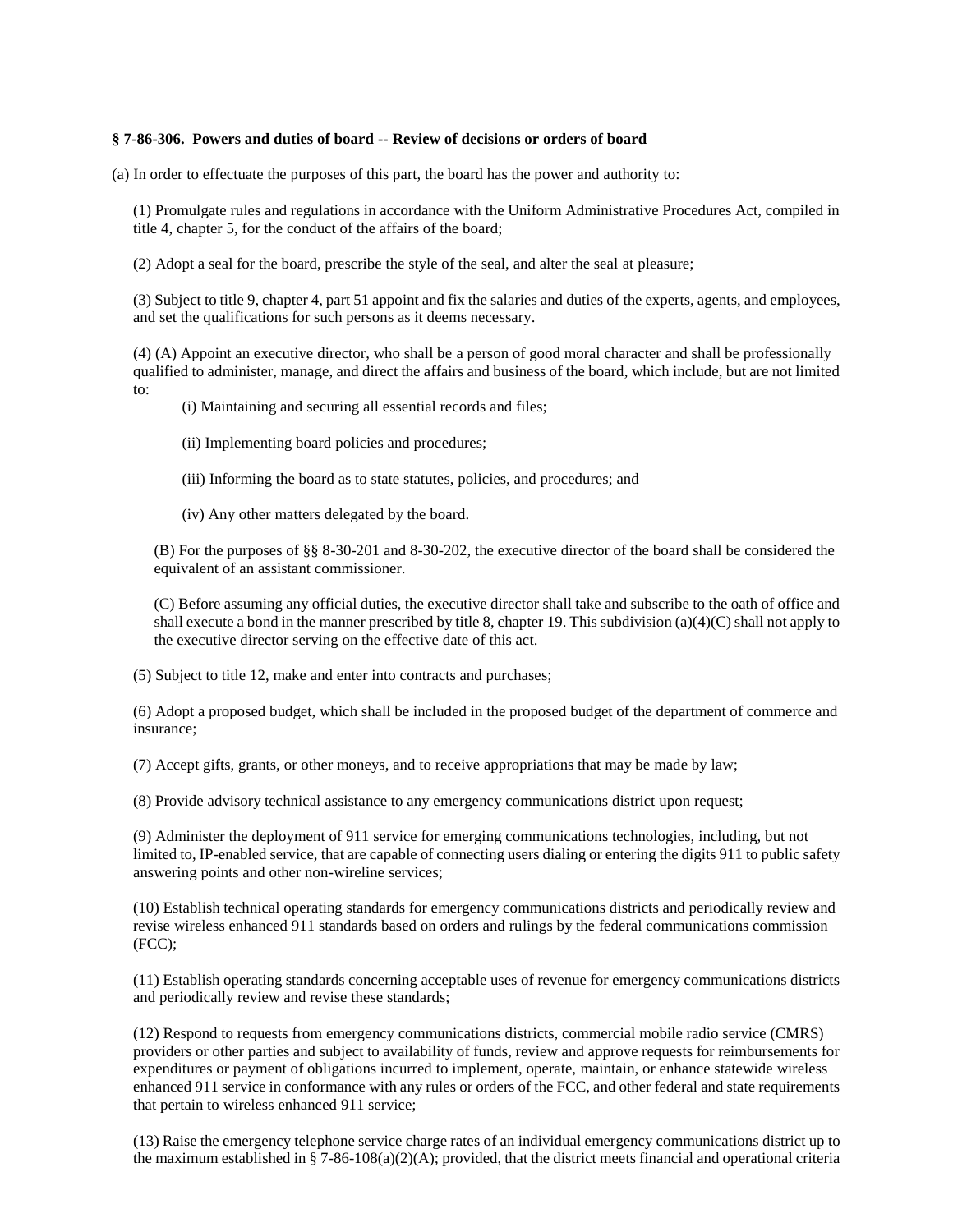**§ 7-86-306. Powers and duties of board -- Review of decisions or orders of board**

(a) In order to effectuate the purposes of this part, the board has the power and authority to:

(1) Promulgate rules and regulations in accordance with the Uniform Administrative Procedures Act, compiled in title 4, chapter 5, for the conduct of the affairs of the board;

(2) Adopt a seal for the board, prescribe the style of the seal, and alter the seal at pleasure;

(3) Subject to title 9, chapter 4, part 51 appoint and fix the salaries and duties of the experts, agents, and employees, and set the qualifications for such persons as it deems necessary.

(4) (A) Appoint an executive director, who shall be a person of good moral character and shall be professionally qualified to administer, manage, and direct the affairs and business of the board, which include, but are not limited to:

(i) Maintaining and securing all essential records and files;

(ii) Implementing board policies and procedures;

(iii) Informing the board as to state statutes, policies, and procedures; and

(iv) Any other matters delegated by the board.

(B) For the purposes of §§ 8-30-201 and 8-30-202, the executive director of the board shall be considered the equivalent of an assistant commissioner.

(C) Before assuming any official duties, the executive director shall take and subscribe to the oath of office and shall execute a bond in the manner prescribed by title 8, chapter 19. This subdivision (a)(4)(C) shall not apply to the executive director serving on the effective date of this act.

(5) Subject to title 12, make and enter into contracts and purchases;

(6) Adopt a proposed budget, which shall be included in the proposed budget of the department of commerce and insurance;

(7) Accept gifts, grants, or other moneys, and to receive appropriations that may be made by law;

(8) Provide advisory technical assistance to any emergency communications district upon request;

(9) Administer the deployment of 911 service for emerging communications technologies, including, but not limited to, IP-enabled service, that are capable of connecting users dialing or entering the digits 911 to public safety answering points and other non-wireline services;

(10) Establish technical operating standards for emergency communications districts and periodically review and revise wireless enhanced 911 standards based on orders and rulings by the federal communications commission (FCC);

(11) Establish operating standards concerning acceptable uses of revenue for emergency communications districts and periodically review and revise these standards;

(12) Respond to requests from emergency communications districts, commercial mobile radio service (CMRS) providers or other parties and subject to availability of funds, review and approve requests for reimbursements for expenditures or payment of obligations incurred to implement, operate, maintain, or enhance statewide wireless enhanced 911 service in conformance with any rules or orders of the FCC, and other federal and state requirements that pertain to wireless enhanced 911 service;

(13) Raise the emergency telephone service charge rates of an individual emergency communications district up to the maximum established in § 7-86-108(a)(2)(A); provided, that the district meets financial and operational criteria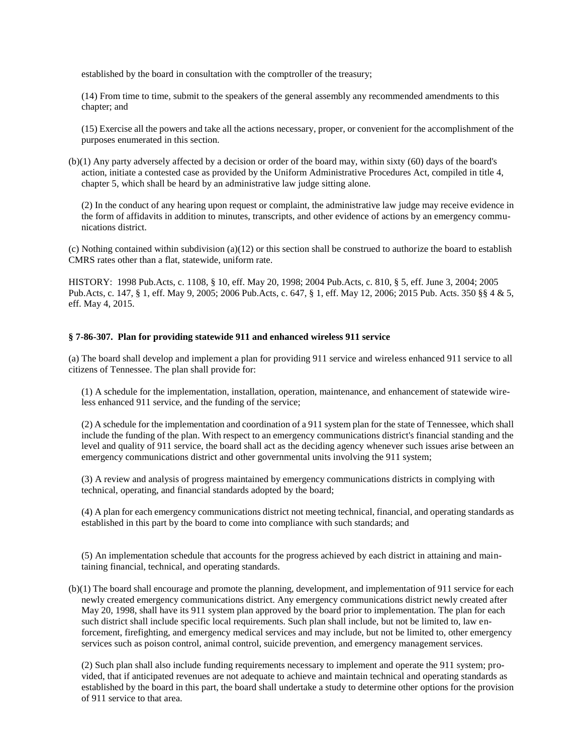established by the board in consultation with the comptroller of the treasury;

(14) From time to time, submit to the speakers of the general assembly any recommended amendments to this chapter; and

(15) Exercise all the powers and take all the actions necessary, proper, or convenient for the accomplishment of the purposes enumerated in this section.

(b)(1) Any party adversely affected by a decision or order of the board may, within sixty (60) days of the board's action, initiate a contested case as provided by the Uniform Administrative Procedures Act, compiled in title 4, chapter 5, which shall be heard by an administrative law judge sitting alone.

(2) In the conduct of any hearing upon request or complaint, the administrative law judge may receive evidence in the form of affidavits in addition to minutes, transcripts, and other evidence of actions by an emergency communications district.

(c) Nothing contained within subdivision (a)(12) or this section shall be construed to authorize the board to establish CMRS rates other than a flat, statewide, uniform rate.

HISTORY: 1998 Pub.Acts, c. 1108, § 10, eff. May 20, 1998; 2004 Pub.Acts, c. 810, § 5, eff. June 3, 2004; 2005 Pub.Acts, c. 147, § 1, eff. May 9, 2005; 2006 Pub.Acts, c. 647, § 1, eff. May 12, 2006; 2015 Pub. Acts. 350 §§ 4 & 5, eff. May 4, 2015.

**§ 7-86-307. Plan for providing statewide 911 and enhanced wireless 911 service**

(a) The board shall develop and implement a plan for providing 911 service and wireless enhanced 911 service to all citizens of Tennessee. The plan shall provide for:

(1) A schedule for the implementation, installation, operation, maintenance, and enhancement of statewide wireless enhanced 911 service, and the funding of the service;

(2) A schedule for the implementation and coordination of a 911 system plan for the state of Tennessee, which shall include the funding of the plan. With respect to an emergency communications district's financial standing and the level and quality of 911 service, the board shall act as the deciding agency whenever such issues arise between an emergency communications district and other governmental units involving the 911 system;

(3) A review and analysis of progress maintained by emergency communications districts in complying with technical, operating, and financial standards adopted by the board;

(4) A plan for each emergency communications district not meeting technical, financial, and operating standards as established in this part by the board to come into compliance with such standards; and

(5) An implementation schedule that accounts for the progress achieved by each district in attaining and maintaining financial, technical, and operating standards.

(b)(1) The board shall encourage and promote the planning, development, and implementation of 911 service for each newly created emergency communications district. Any emergency communications district newly created after May 20, 1998, shall have its 911 system plan approved by the board prior to implementation. The plan for each such district shall include specific local requirements. Such plan shall include, but not be limited to, law enforcement, firefighting, and emergency medical services and may include, but not be limited to, other emergency services such as poison control, animal control, suicide prevention, and emergency management services.

(2) Such plan shall also include funding requirements necessary to implement and operate the 911 system; provided, that if anticipated revenues are not adequate to achieve and maintain technical and operating standards as established by the board in this part, the board shall undertake a study to determine other options for the provision of 911 service to that area.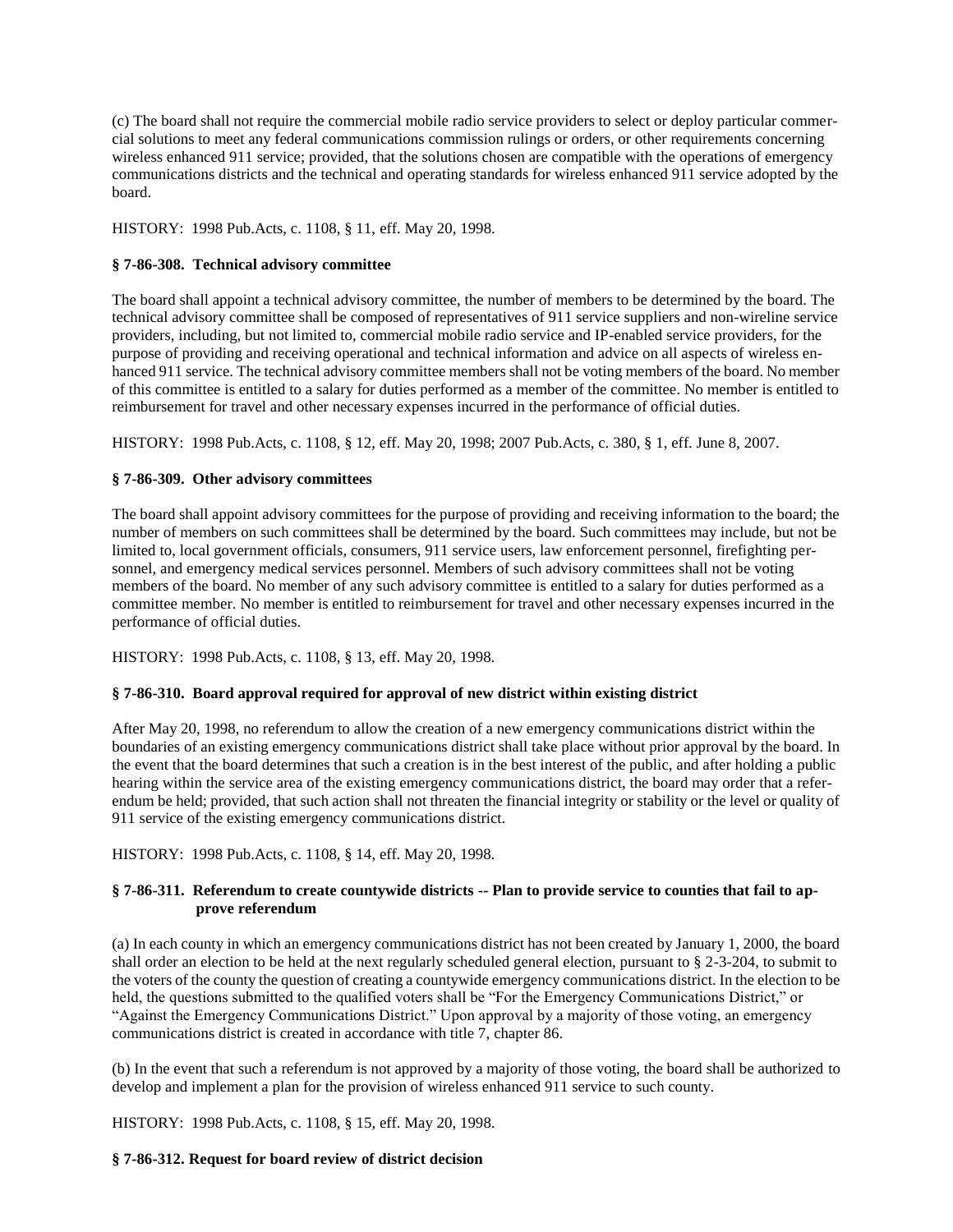(c) The board shall not require the commercial mobile radio service providers to select or deploy particular commercial solutions to meet any federal communications commission rulings or orders, or other requirements concerning wireless enhanced 911 service; provided, that the solutions chosen are compatible with the operations of emergency communications districts and the technical and operating standards for wireless enhanced 911 service adopted by the board.

HISTORY: 1998 Pub.Acts, c. 1108, § 11, eff. May 20, 1998.

**§ 7-86-308. Technical advisory committee**

The board shall appoint a technical advisory committee, the number of members to be determined by the board. The technical advisory committee shall be composed of representatives of 911 service suppliers and non-wireline service providers, including, but not limited to, commercial mobile radio service and IP-enabled service providers, for the purpose of providing and receiving operational and technical information and advice on all aspects of wireless enhanced 911 service. The technical advisory committee members shall not be voting members of the board. No member of this committee is entitled to a salary for duties performed as a member of the committee. No member is entitled to reimbursement for travel and other necessary expenses incurred in the performance of official duties.

HISTORY: 1998 Pub.Acts, c. 1108, § 12, eff. May 20, 1998; 2007 Pub.Acts, c. 380, § 1, eff. June 8, 2007.

**§ 7-86-309. Other advisory committees**

The board shall appoint advisory committees for the purpose of providing and receiving information to the board; the number of members on such committees shall be determined by the board. Such committees may include, but not be limited to, local government officials, consumers, 911 service users, law enforcement personnel, firefighting personnel, and emergency medical services personnel. Members of such advisory committees shall not be voting members of the board. No member of any such advisory committee is entitled to a salary for duties performed as a committee member. No member is entitled to reimbursement for travel and other necessary expenses incurred in the performance of official duties.

HISTORY: 1998 Pub.Acts, c. 1108, § 13, eff. May 20, 1998.

**§ 7-86-310. Board approval required for approval of new district within existing district**

After May 20, 1998, no referendum to allow the creation of a new emergency communications district within the boundaries of an existing emergency communications district shall take place without prior approval by the board. In the event that the board determines that such a creation is in the best interest of the public, and after holding a public hearing within the service area of the existing emergency communications district, the board may order that a referendum be held; provided, that such action shall not threaten the financial integrity or stability or the level or quality of 911 service of the existing emergency communications district.

HISTORY: 1998 Pub.Acts, c. 1108, § 14, eff. May 20, 1998.

**§ 7-86-311. Referendum to create countywide districts -- Plan to provide service to counties that fail to approve referendum**

(a) In each county in which an emergency communications district has not been created by January 1, 2000, the board shall order an election to be held at the next regularly scheduled general election, pursuant to § 2-3-204, to submit to the voters of the county the question of creating a countywide emergency communications district. In the election to be held, the questions submitted to the qualified voters shall be "For the Emergency Communications District," or "Against the Emergency Communications District." Upon approval by a majority of those voting, an emergency communications district is created in accordance with title 7, chapter 86.

(b) In the event that such a referendum is not approved by a majority of those voting, the board shall be authorized to develop and implement a plan for the provision of wireless enhanced 911 service to such county.

HISTORY: 1998 Pub.Acts, c. 1108, § 15, eff. May 20, 1998.

**§ 7-86-312. Request for board review of district decision**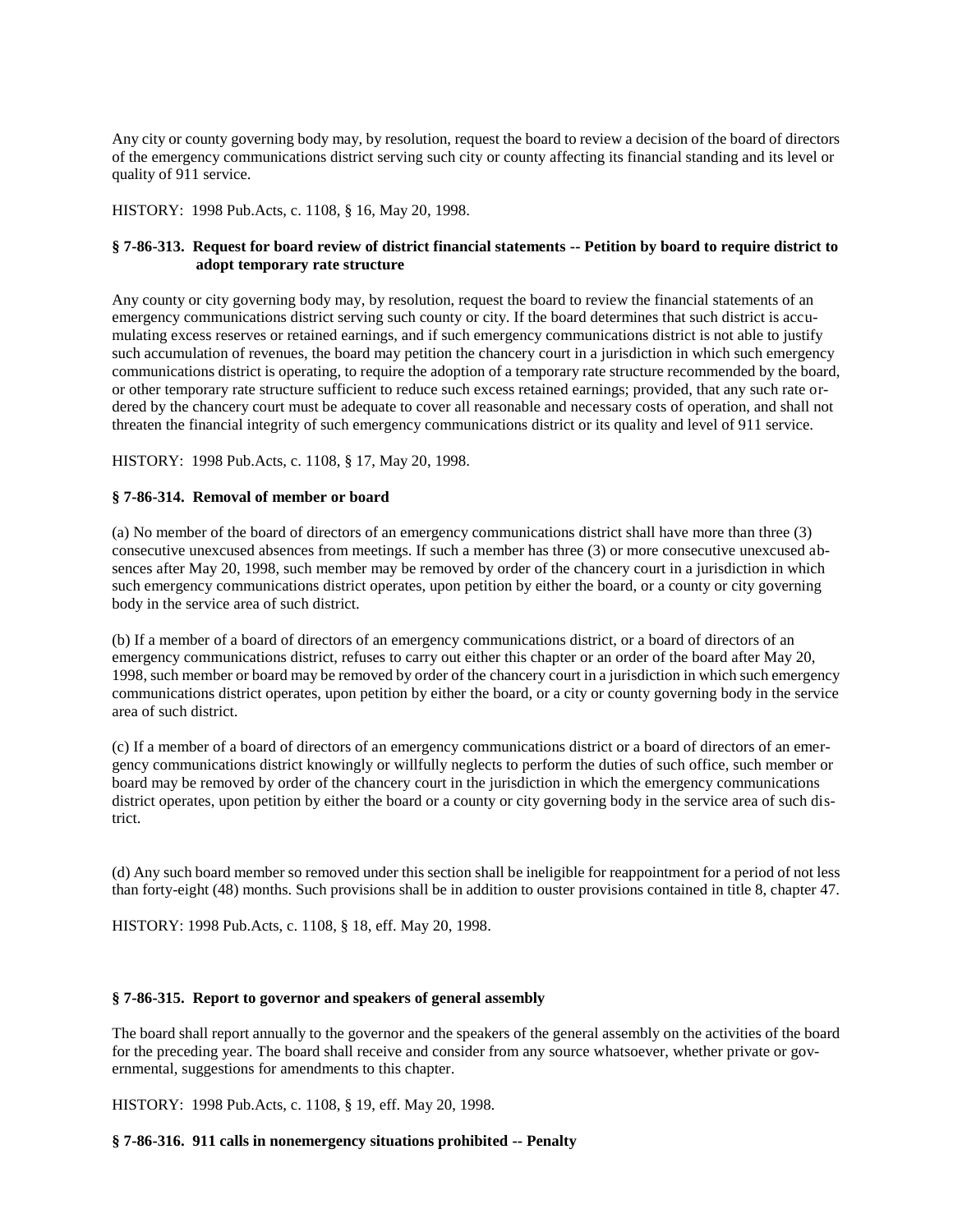Any city or county governing body may, by resolution, request the board to review a decision of the board of directors of the emergency communications district serving such city or county affecting its financial standing and its level or quality of 911 service.

HISTORY: 1998 Pub.Acts, c. 1108, § 16, May 20, 1998.

**§ 7-86-313. Request for board review of district financial statements -- Petition by board to require district to adopt temporary rate structure**

Any county or city governing body may, by resolution, request the board to review the financial statements of an emergency communications district serving such county or city. If the board determines that such district is accumulating excess reserves or retained earnings, and if such emergency communications district is not able to justify such accumulation of revenues, the board may petition the chancery court in a jurisdiction in which such emergency communications district is operating, to require the adoption of a temporary rate structure recommended by the board, or other temporary rate structure sufficient to reduce such excess retained earnings; provided, that any such rate ordered by the chancery court must be adequate to cover all reasonable and necessary costs of operation, and shall not threaten the financial integrity of such emergency communications district or its quality and level of 911 service.

HISTORY: 1998 Pub.Acts, c. 1108, § 17, May 20, 1998.

**§ 7-86-314. Removal of member or board**

(a) No member of the board of directors of an emergency communications district shall have more than three (3) consecutive unexcused absences from meetings. If such a member has three (3) or more consecutive unexcused absences after May 20, 1998, such member may be removed by order of the chancery court in a jurisdiction in which such emergency communications district operates, upon petition by either the board, or a county or city governing body in the service area of such district.

(b) If a member of a board of directors of an emergency communications district, or a board of directors of an emergency communications district, refuses to carry out either this chapter or an order of the board after May 20, 1998, such member or board may be removed by order of the chancery court in a jurisdiction in which such emergency communications district operates, upon petition by either the board, or a city or county governing body in the service area of such district.

(c) If a member of a board of directors of an emergency communications district or a board of directors of an emergency communications district knowingly or willfully neglects to perform the duties of such office, such member or board may be removed by order of the chancery court in the jurisdiction in which the emergency communications district operates, upon petition by either the board or a county or city governing body in the service area of such district.

(d) Any such board member so removed under this section shall be ineligible for reappointment for a period of not less than forty-eight (48) months. Such provisions shall be in addition to ouster provisions contained in title 8, chapter 47.

HISTORY: 1998 Pub.Acts, c. 1108, § 18, eff. May 20, 1998.

**§ 7-86-315. Report to governor and speakers of general assembly**

The board shall report annually to the governor and the speakers of the general assembly on the activities of the board for the preceding year. The board shall receive and consider from any source whatsoever, whether private or governmental, suggestions for amendments to this chapter.

HISTORY: 1998 Pub.Acts, c. 1108, § 19, eff. May 20, 1998.

**§ 7-86-316. 911 calls in nonemergency situations prohibited -- Penalty**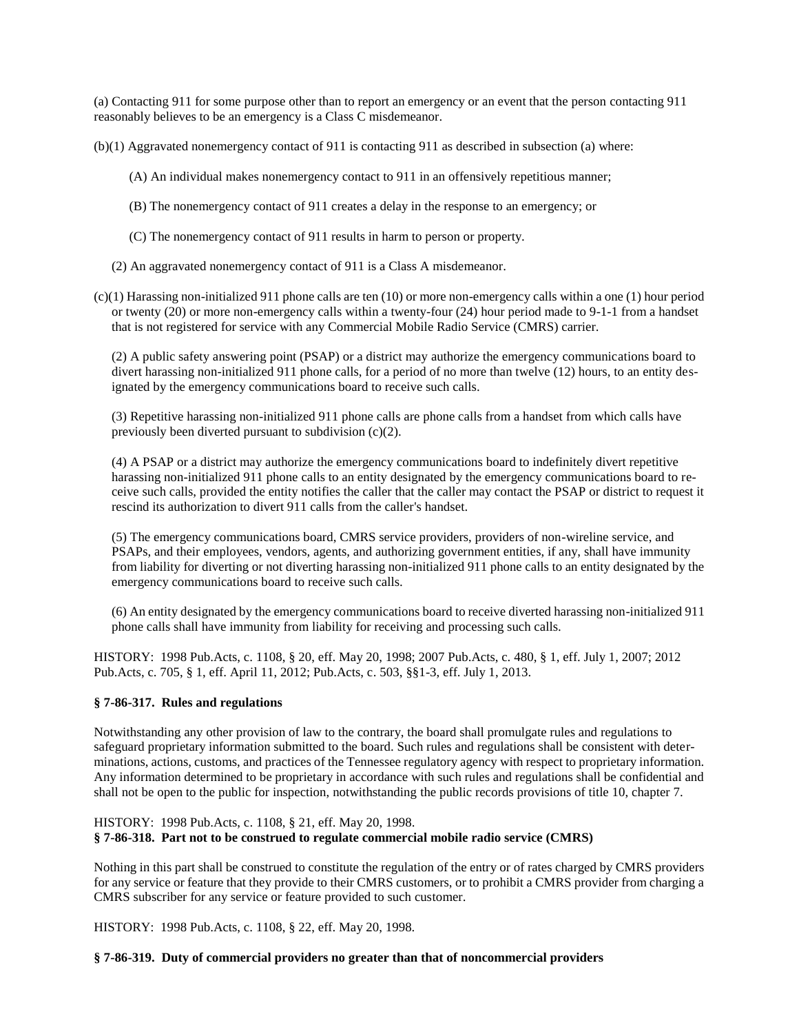(a) Contacting 911 for some purpose other than to report an emergency or an event that the person contacting 911 reasonably believes to be an emergency is a Class C misdemeanor.

(b)(1) Aggravated nonemergency contact of 911 is contacting 911 as described in subsection (a) where:

(A) An individual makes nonemergency contact to 911 in an offensively repetitious manner;

(B) The nonemergency contact of 911 creates a delay in the response to an emergency; or

(C) The nonemergency contact of 911 results in harm to person or property.

(2) An aggravated nonemergency contact of 911 is a Class A misdemeanor.

(c)(1) Harassing non-initialized 911 phone calls are ten (10) or more non-emergency calls within a one (1) hour period or twenty (20) or more non-emergency calls within a twenty-four (24) hour period made to 9-1-1 from a handset that is not registered for service with any Commercial Mobile Radio Service (CMRS) carrier.

(2) A public safety answering point (PSAP) or a district may authorize the emergency communications board to divert harassing non-initialized 911 phone calls, for a period of no more than twelve (12) hours, to an entity designated by the emergency communications board to receive such calls.

(3) Repetitive harassing non-initialized 911 phone calls are phone calls from a handset from which calls have previously been diverted pursuant to subdivision (c)(2).

(4) A PSAP or a district may authorize the emergency communications board to indefinitely divert repetitive harassing non-initialized 911 phone calls to an entity designated by the emergency communications board to receive such calls, provided the entity notifies the caller that the caller may contact the PSAP or district to request it rescind its authorization to divert 911 calls from the caller's handset.

(5) The emergency communications board, CMRS service providers, providers of non-wireline service, and PSAPs, and their employees, vendors, agents, and authorizing government entities, if any, shall have immunity from liability for diverting or not diverting harassing non-initialized 911 phone calls to an entity designated by the emergency communications board to receive such calls.

(6) An entity designated by the emergency communications board to receive diverted harassing non-initialized 911 phone calls shall have immunity from liability for receiving and processing such calls.

HISTORY: 1998 Pub.Acts, c. 1108, § 20, eff. May 20, 1998; 2007 Pub.Acts, c. 480, § 1, eff. July 1, 2007; 2012 Pub.Acts, c. 705, § 1, eff. April 11, 2012; Pub.Acts, c. 503, §§1-3, eff. July 1, 2013.

**§ 7-86-317. Rules and regulations**

Notwithstanding any other provision of law to the contrary, the board shall promulgate rules and regulations to safeguard proprietary information submitted to the board. Such rules and regulations shall be consistent with determinations, actions, customs, and practices of the Tennessee regulatory agency with respect to proprietary information. Any information determined to be proprietary in accordance with such rules and regulations shall be confidential and shall not be open to the public for inspection, notwithstanding the public records provisions of title 10, chapter 7.

HISTORY: 1998 Pub.Acts, c. 1108, § 21, eff. May 20, 1998.

**§ 7-86-318. Part not to be construed to regulate commercial mobile radio service (CMRS)**

Nothing in this part shall be construed to constitute the regulation of the entry or of rates charged by CMRS providers for any service or feature that they provide to their CMRS customers, or to prohibit a CMRS provider from charging a CMRS subscriber for any service or feature provided to such customer.

HISTORY: 1998 Pub.Acts, c. 1108, § 22, eff. May 20, 1998.

**§ 7-86-319. Duty of commercial providers no greater than that of noncommercial providers**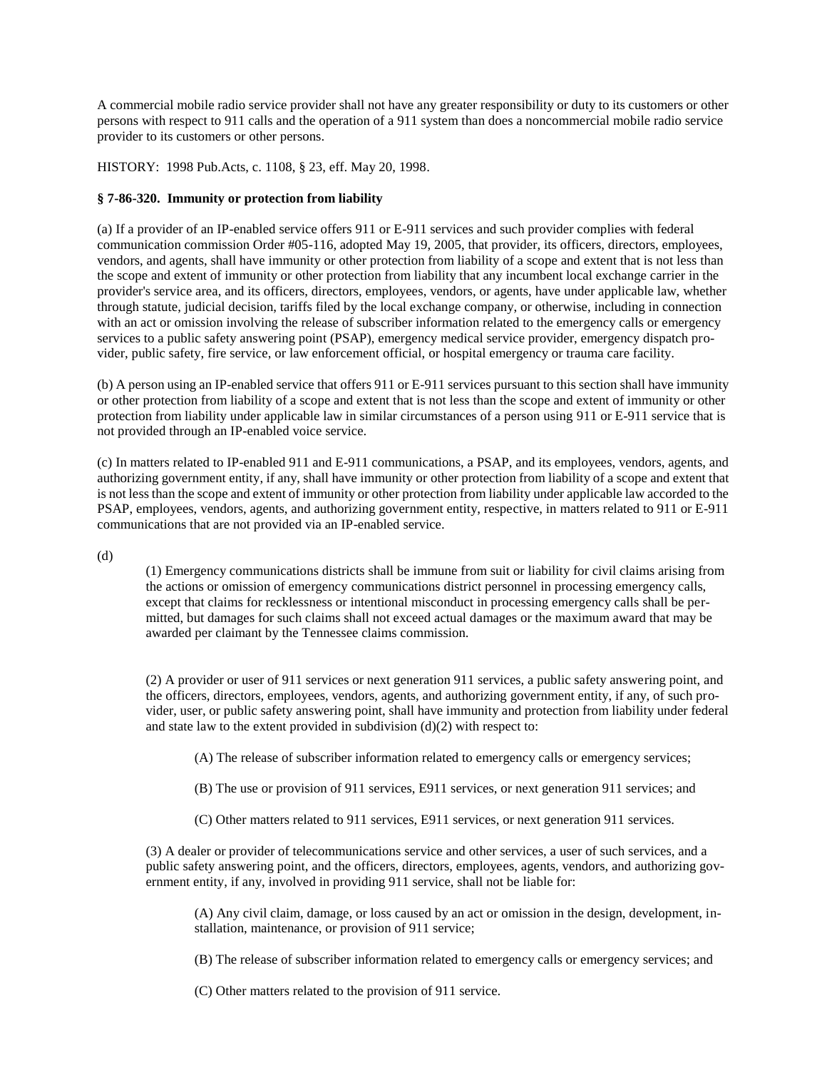A commercial mobile radio service provider shall not have any greater responsibility or duty to its customers or other persons with respect to 911 calls and the operation of a 911 system than does a noncommercial mobile radio service provider to its customers or other persons.

HISTORY: 1998 Pub.Acts, c. 1108, § 23, eff. May 20, 1998.

**§ 7-86-320. Immunity or protection from liability**

(a) If a provider of an IP-enabled service offers 911 or E-911 services and such provider complies with federal communication commission Order #05-116, adopted May 19, 2005, that provider, its officers, directors, employees, vendors, and agents, shall have immunity or other protection from liability of a scope and extent that is not less than the scope and extent of immunity or other protection from liability that any incumbent local exchange carrier in the provider's service area, and its officers, directors, employees, vendors, or agents, have under applicable law, whether through statute, judicial decision, tariffs filed by the local exchange company, or otherwise, including in connection with an act or omission involving the release of subscriber information related to the emergency calls or emergency services to a public safety answering point (PSAP), emergency medical service provider, emergency dispatch provider, public safety, fire service, or law enforcement official, or hospital emergency or trauma care facility.

(b) A person using an IP-enabled service that offers 911 or E-911 services pursuant to this section shall have immunity or other protection from liability of a scope and extent that is not less than the scope and extent of immunity or other protection from liability under applicable law in similar circumstances of a person using 911 or E-911 service that is not provided through an IP-enabled voice service.

(c) In matters related to IP-enabled 911 and E-911 communications, a PSAP, and its employees, vendors, agents, and authorizing government entity, if any, shall have immunity or other protection from liability of a scope and extent that is not less than the scope and extent of immunity or other protection from liability under applicable law accorded to the PSAP, employees, vendors, agents, and authorizing government entity, respective, in matters related to 911 or E-911 communications that are not provided via an IP-enabled service.

(d)

(1) Emergency communications districts shall be immune from suit or liability for civil claims arising from the actions or omission of emergency communications district personnel in processing emergency calls, except that claims for recklessness or intentional misconduct in processing emergency calls shall be permitted, but damages for such claims shall not exceed actual damages or the maximum award that may be awarded per claimant by the Tennessee claims commission.

(2) A provider or user of 911 services or next generation 911 services, a public safety answering point, and the officers, directors, employees, vendors, agents, and authorizing government entity, if any, of such provider, user, or public safety answering point, shall have immunity and protection from liability under federal and state law to the extent provided in subdivision (d)(2) with respect to:

(A) The release of subscriber information related to emergency calls or emergency services;

(B) The use or provision of 911 services, E911 services, or next generation 911 services; and

(C) Other matters related to 911 services, E911 services, or next generation 911 services.

(3) A dealer or provider of telecommunications service and other services, a user of such services, and a public safety answering point, and the officers, directors, employees, agents, vendors, and authorizing government entity, if any, involved in providing 911 service, shall not be liable for:

(A) Any civil claim, damage, or loss caused by an act or omission in the design, development, installation, maintenance, or provision of 911 service;

(B) The release of subscriber information related to emergency calls or emergency services; and

(C) Other matters related to the provision of 911 service.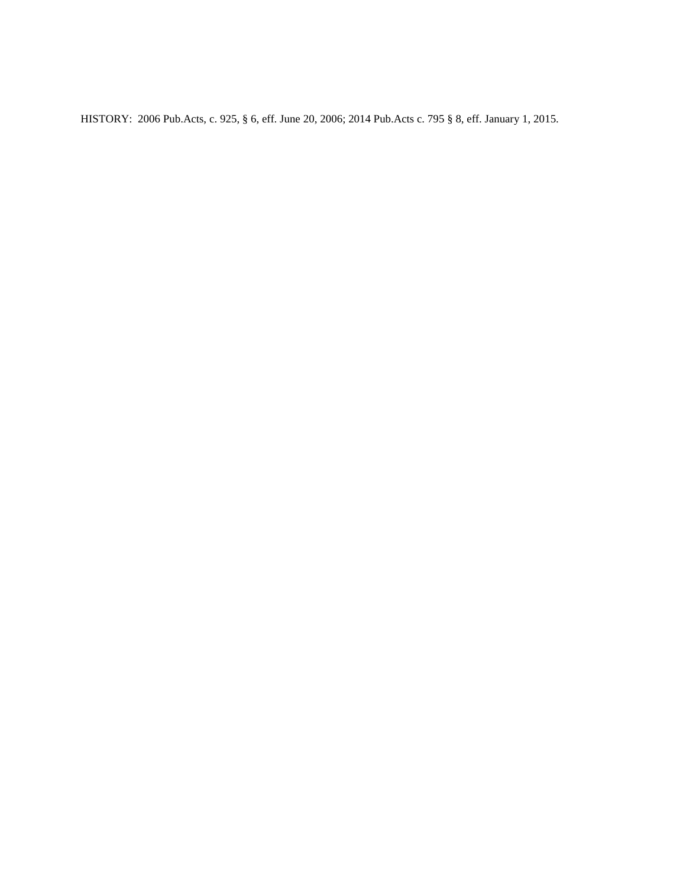HISTORY: 2006 Pub.Acts, c. 925, § 6, eff. June 20, 2006; 2014 Pub.Acts c. 795 § 8, eff. January 1, 2015.